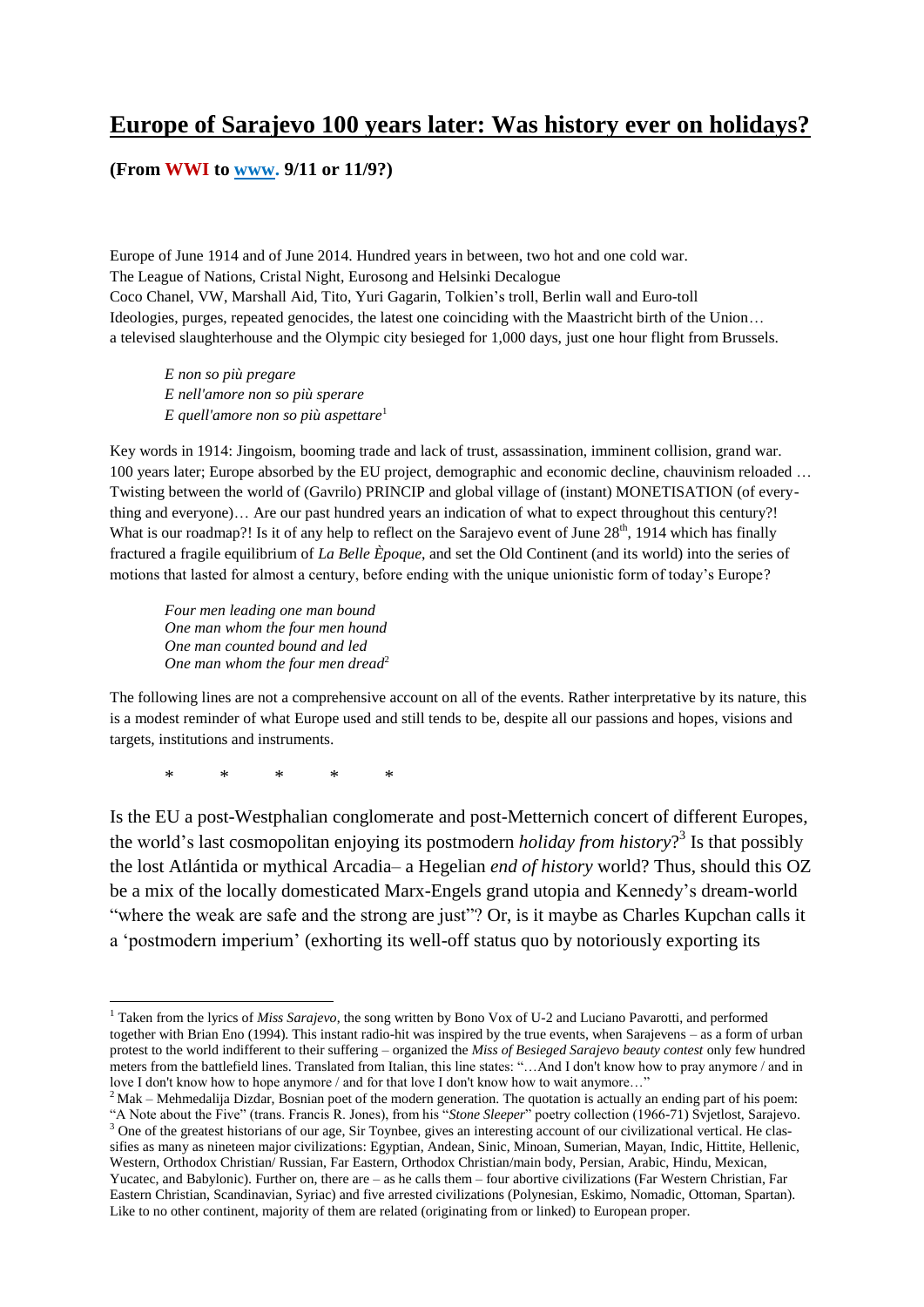# Europe of Sarajevo 100 years later: Was history ever on holidays?

**(From WWI to www. 9/11 or 11/9?)**

Europe of June 1914 and of June 2014. Hundred years in between, two hot and one cold war.
The League of Nations, Cristal Night, Eurosong and Helsinki Decalogue
Coco Chanel, VW, Marshall Aid, Tito, Yuri Gagarin, Tolkien's troll, Berlin wall and Euro-toll
Ideologies, purges, repeated genocides, the latest one coinciding with the Maastricht birth of the Union…
a televised slaughterhouse and the Olympic city besieged for 1,000 days, just one hour flight from Brussels.

> *E non so più pregare*
> *E nell'amore non so più sperare*
> *E quell'amore non so più aspettare*[1]

Key words in 1914: Jingoism, booming trade and lack of trust, assassination, imminent collision, grand war. 100 years later; Europe absorbed by the EU project, demographic and economic decline, chauvinism reloaded … Twisting between the world of (Gavrilo) PRINCIP and global village of (instant) MONETISATION (of every-thing and everyone)… Are our past hundred years an indication of what to expect throughout this century?! What is our roadmap?! Is it of any help to reflect on the Sarajevo event of June 28[th], 1914 which has finally fractured a fragile equilibrium of *La Belle Èpoque*, and set the Old Continent (and its world) into the series of motions that lasted for almost a century, before ending with the unique unionistic form of today's Europe?

> *Four men leading one man bound*
> *One man whom the four men hound*
> *One man counted bound and led*
> *One man whom the four men dread*[2]

The following lines are not a comprehensive account on all of the events. Rather interpretative by its nature, this is a modest reminder of what Europe used and still tends to be, despite all our passions and hopes, visions and targets, institutions and instruments.

\* \* \* \* \*

Is the EU a post-Westphalian conglomerate and post-Metternich concert of different Europes, the world's last cosmopolitan enjoying its postmodern *holiday from history*?[3] Is that possibly the lost Atlántida or mythical Arcadia– a Hegelian *end of history* world? Thus, should this OZ be a mix of the locally domesticated Marx-Engels grand utopia and Kennedy's dream-world "where the weak are safe and the strong are just"? Or, is it maybe as Charles Kupchan calls it a 'postmodern imperium' (exhorting its well-off status quo by notoriously exporting its

---

[1] Taken from the lyrics of *Miss Sarajevo*, the song written by Bono Vox of U-2 and Luciano Pavarotti, and performed together with Brian Eno (1994). This instant radio-hit was inspired by the true events, when Sarajevens – as a form of urban protest to the world indifferent to their suffering – organized the *Miss of Besieged Sarajevo beauty contest* only few hundred meters from the battlefield lines. Translated from Italian, this line states: "…And I don't know how to pray anymore / and in love I don't know how to hope anymore / and for that love I don't know how to wait anymore…"

[2] Mak – Mehmedalija Dizdar, Bosnian poet of the modern generation. The quotation is actually an ending part of his poem: "A Note about the Five" (trans. Francis R. Jones), from his "*Stone Sleeper*" poetry collection (1966-71) Svjetlost, Sarajevo.

[3] One of the greatest historians of our age, Sir Toynbee, gives an interesting account of our civilizational vertical. He classifies as many as nineteen major civilizations: Egyptian, Andean, Sinic, Minoan, Sumerian, Mayan, Indic, Hittite, Hellenic, Western, Orthodox Christian/ Russian, Far Eastern, Orthodox Christian/main body, Persian, Arabic, Hindu, Mexican, Yucatec, and Babylonic). Further on, there are – as he calls them – four abortive civilizations (Far Western Christian, Far Eastern Christian, Scandinavian, Syriac) and five arrested civilizations (Polynesian, Eskimo, Nomadic, Ottoman, Spartan). Like to no other continent, majority of them are related (originating from or linked) to European proper.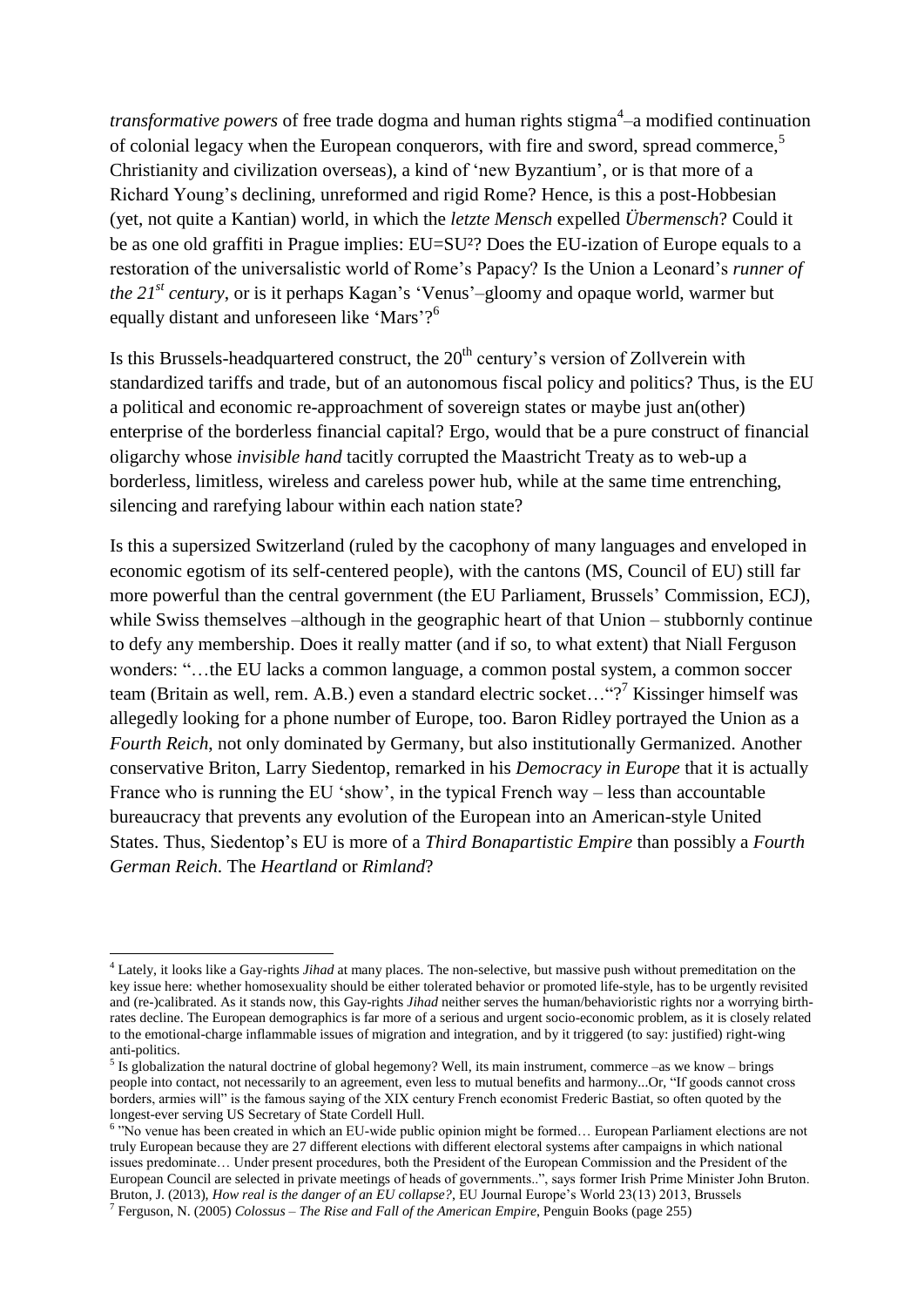*transformative powers* of free trade dogma and human rights stigma[4]–a modified continuation of colonial legacy when the European conquerors, with fire and sword, spread commerce,[5] Christianity and civilization overseas), a kind of 'new Byzantium', or is that more of a Richard Young's declining, unreformed and rigid Rome? Hence, is this a post-Hobbesian (yet, not quite a Kantian) world, in which the *letzte Mensch* expelled *Übermensch*? Could it be as one old graffiti in Prague implies: EU=SU²? Does the EU-ization of Europe equals to a restoration of the universalistic world of Rome's Papacy? Is the Union a Leonard's *runner of the 21st century*, or is it perhaps Kagan's 'Venus'–gloomy and opaque world, warmer but equally distant and unforeseen like 'Mars'?[6]

Is this Brussels-headquartered construct, the 20th century's version of Zollverein with standardized tariffs and trade, but of an autonomous fiscal policy and politics? Thus, is the EU a political and economic re-approachment of sovereign states or maybe just an(other) enterprise of the borderless financial capital? Ergo, would that be a pure construct of financial oligarchy whose *invisible hand* tacitly corrupted the Maastricht Treaty as to web-up a borderless, limitless, wireless and careless power hub, while at the same time entrenching, silencing and rarefying labour within each nation state?

Is this a supersized Switzerland (ruled by the cacophony of many languages and enveloped in economic egotism of its self-centered people), with the cantons (MS, Council of EU) still far more powerful than the central government (the EU Parliament, Brussels' Commission, ECJ), while Swiss themselves –although in the geographic heart of that Union – stubbornly continue to defy any membership. Does it really matter (and if so, to what extent) that Niall Ferguson wonders: "…the EU lacks a common language, a common postal system, a common soccer team (Britain as well, rem. A.B.) even a standard electric socket…"?[7] Kissinger himself was allegedly looking for a phone number of Europe, too. Baron Ridley portrayed the Union as a *Fourth Reich*, not only dominated by Germany, but also institutionally Germanized. Another conservative Briton, Larry Siedentop, remarked in his *Democracy in Europe* that it is actually France who is running the EU 'show', in the typical French way – less than accountable bureaucracy that prevents any evolution of the European into an American-style United States. Thus, Siedentop's EU is more of a *Third Bonapartistic Empire* than possibly a *Fourth German Reich*. The *Heartland* or *Rimland*?

---

[4] Lately, it looks like a Gay-rights *Jihad* at many places. The non-selective, but massive push without premeditation on the key issue here: whether homosexuality should be either tolerated behavior or promoted life-style, has to be urgently revisited and (re-)calibrated. As it stands now, this Gay-rights *Jihad* neither serves the human/behavioristic rights nor a worrying birth-rates decline. The European demographics is far more of a serious and urgent socio-economic problem, as it is closely related to the emotional-charge inflammable issues of migration and integration, and by it triggered (to say: justified) right-wing anti-politics.

[5] Is globalization the natural doctrine of global hegemony? Well, its main instrument, commerce –as we know – brings people into contact, not necessarily to an agreement, even less to mutual benefits and harmony...Or, "If goods cannot cross borders, armies will" is the famous saying of the XIX century French economist Frederic Bastiat, so often quoted by the longest-ever serving US Secretary of State Cordell Hull.

[6] "No venue has been created in which an EU-wide public opinion might be formed… European Parliament elections are not truly European because they are 27 different elections with different electoral systems after campaigns in which national issues predominate… Under present procedures, both the President of the European Commission and the President of the European Council are selected in private meetings of heads of governments..", says former Irish Prime Minister John Bruton. Bruton, J. (2013), *How real is the danger of an EU collapse?*, EU Journal Europe's World 23(13) 2013, Brussels

[7] Ferguson, N. (2005) *Colossus – The Rise and Fall of the American Empire*, Penguin Books (page 255)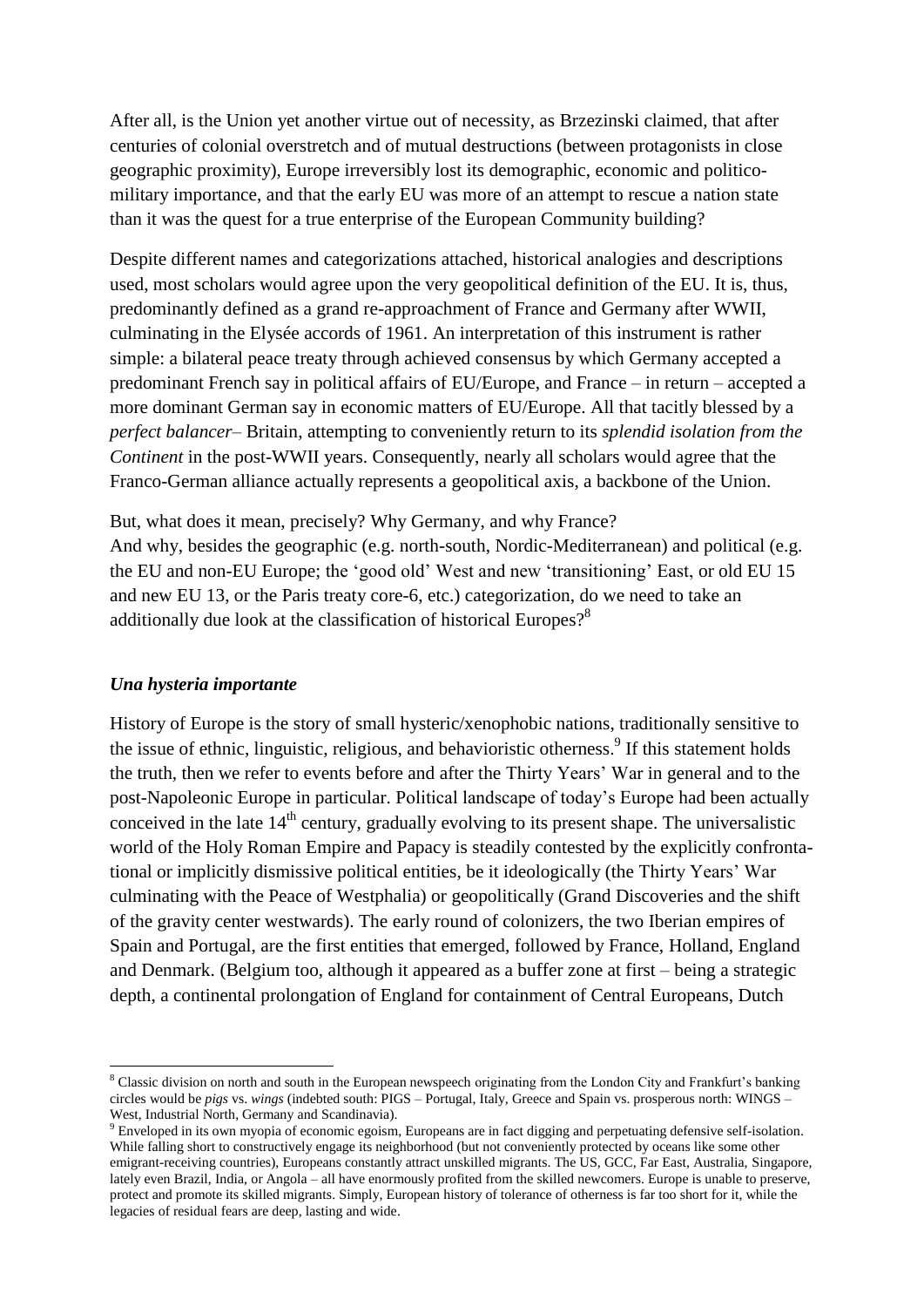After all, is the Union yet another virtue out of necessity, as Brzezinski claimed, that after centuries of colonial overstretch and of mutual destructions (between protagonists in close geographic proximity), Europe irreversibly lost its demographic, economic and politico-military importance, and that the early EU was more of an attempt to rescue a nation state than it was the quest for a true enterprise of the European Community building?

Despite different names and categorizations attached, historical analogies and descriptions used, most scholars would agree upon the very geopolitical definition of the EU. It is, thus, predominantly defined as a grand re-approachment of France and Germany after WWII, culminating in the Elysée accords of 1961. An interpretation of this instrument is rather simple: a bilateral peace treaty through achieved consensus by which Germany accepted a predominant French say in political affairs of EU/Europe, and France – in return – accepted a more dominant German say in economic matters of EU/Europe. All that tacitly blessed by a *perfect balancer*– Britain, attempting to conveniently return to its *splendid isolation from the Continent* in the post-WWII years. Consequently, nearly all scholars would agree that the Franco-German alliance actually represents a geopolitical axis, a backbone of the Union.

But, what does it mean, precisely? Why Germany, and why France?
And why, besides the geographic (e.g. north-south, Nordic-Mediterranean) and political (e.g. the EU and non-EU Europe; the 'good old' West and new 'transitioning' East, or old EU 15 and new EU 13, or the Paris treaty core-6, etc.) categorization, do we need to take an additionally due look at the classification of historical Europes?[8]

### *Una hysteria importante*

History of Europe is the story of small hysteric/xenophobic nations, traditionally sensitive to the issue of ethnic, linguistic, religious, and behavioristic otherness.[9] If this statement holds the truth, then we refer to events before and after the Thirty Years' War in general and to the post-Napoleonic Europe in particular. Political landscape of today's Europe had been actually conceived in the late 14th century, gradually evolving to its present shape. The universalistic world of the Holy Roman Empire and Papacy is steadily contested by the explicitly confrontational or implicitly dismissive political entities, be it ideologically (the Thirty Years' War culminating with the Peace of Westphalia) or geopolitically (Grand Discoveries and the shift of the gravity center westwards). The early round of colonizers, the two Iberian empires of Spain and Portugal, are the first entities that emerged, followed by France, Holland, England and Denmark. (Belgium too, although it appeared as a buffer zone at first – being a strategic depth, a continental prolongation of England for containment of Central Europeans, Dutch

---

[8] Classic division on north and south in the European newspeech originating from the London City and Frankfurt's banking circles would be *pigs* vs. *wings* (indebted south: PIGS – Portugal, Italy, Greece and Spain vs. prosperous north: WINGS – West, Industrial North, Germany and Scandinavia).

[9] Enveloped in its own myopia of economic egoism, Europeans are in fact digging and perpetuating defensive self-isolation. While falling short to constructively engage its neighborhood (but not conveniently protected by oceans like some other emigrant-receiving countries), Europeans constantly attract unskilled migrants. The US, GCC, Far East, Australia, Singapore, lately even Brazil, India, or Angola – all have enormously profited from the skilled newcomers. Europe is unable to preserve, protect and promote its skilled migrants. Simply, European history of tolerance of otherness is far too short for it, while the legacies of residual fears are deep, lasting and wide.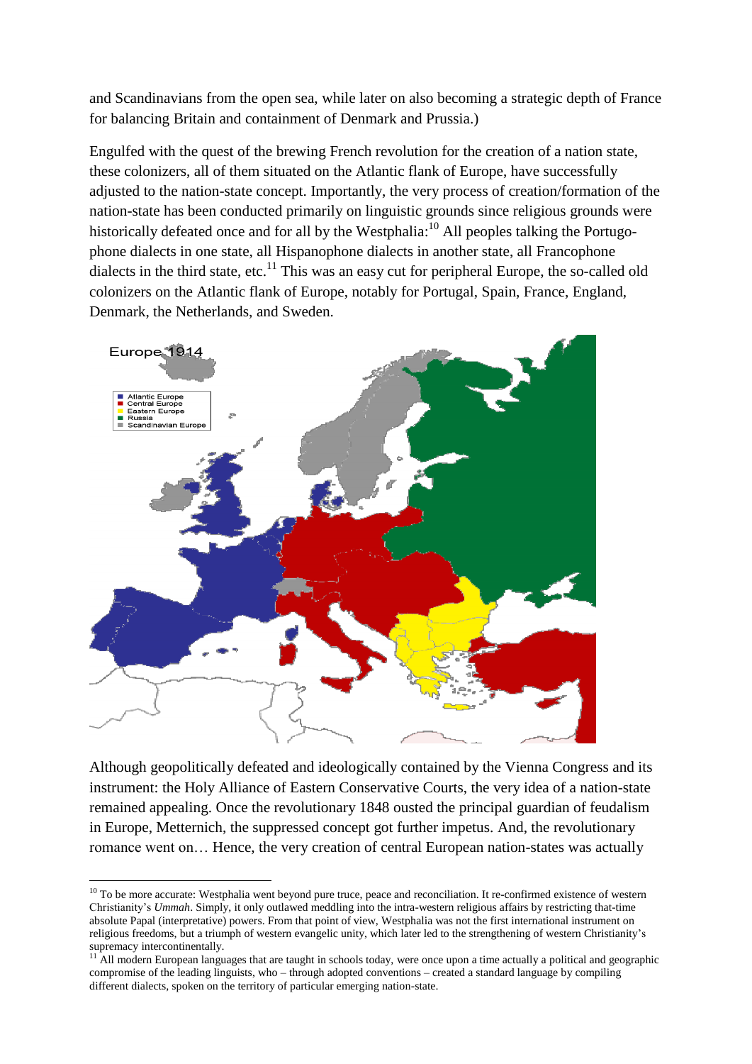and Scandinavians from the open sea, while later on also becoming a strategic depth of France for balancing Britain and containment of Denmark and Prussia.)

Engulfed with the quest of the brewing French revolution for the creation of a nation state, these colonizers, all of them situated on the Atlantic flank of Europe, have successfully adjusted to the nation-state concept. Importantly, the very process of creation/formation of the nation-state has been conducted primarily on linguistic grounds since religious grounds were historically defeated once and for all by the Westphalia:[10] All peoples talking the Portugo-phone dialects in one state, all Hispanophone dialects in another state, all Francophone dialects in the third state, etc.[11] This was an easy cut for peripheral Europe, the so-called old colonizers on the Atlantic flank of Europe, notably for Portugal, Spain, France, England, Denmark, the Netherlands, and Sweden.

Although geopolitically defeated and ideologically contained by the Vienna Congress and its instrument: the Holy Alliance of Eastern Conservative Courts, the very idea of a nation-state remained appealing. Once the revolutionary 1848 ousted the principal guardian of feudalism in Europe, Metternich, the suppressed concept got further impetus. And, the revolutionary romance went on… Hence, the very creation of central European nation-states was actually

---

[10] To be more accurate: Westphalia went beyond pure truce, peace and reconciliation. It re-confirmed existence of western Christianity's *Ummah*. Simply, it only outlawed meddling into the intra-western religious affairs by restricting that-time absolute Papal (interpretative) powers. From that point of view, Westphalia was not the first international instrument on religious freedoms, but a triumph of western evangelic unity, which later led to the strengthening of western Christianity's supremacy intercontinentally.

[11] All modern European languages that are taught in schools today, were once upon a time actually a political and geographic compromise of the leading linguists, who – through adopted conventions – created a standard language by compiling different dialects, spoken on the territory of particular emerging nation-state.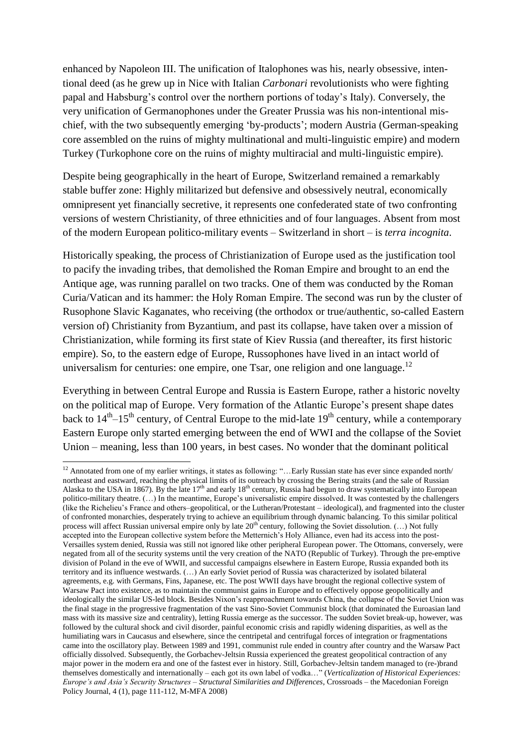enhanced by Napoleon III. The unification of Italophones was his, nearly obsessive, intentional deed (as he grew up in Nice with Italian *Carbonari* revolutionists who were fighting papal and Habsburg's control over the northern portions of today's Italy). Conversely, the very unification of Germanophones under the Greater Prussia was his non-intentional mischief, with the two subsequently emerging 'by-products'; modern Austria (German-speaking core assembled on the ruins of mighty multinational and multi-linguistic empire) and modern Turkey (Turkophone core on the ruins of mighty multiracial and multi-linguistic empire).

Despite being geographically in the heart of Europe, Switzerland remained a remarkably stable buffer zone: Highly militarized but defensive and obsessively neutral, economically omnipresent yet financially secretive, it represents one confederated state of two confronting versions of western Christianity, of three ethnicities and of four languages. Absent from most of the modern European politico-military events – Switzerland in short – is *terra incognita*.

Historically speaking, the process of Christianization of Europe used as the justification tool to pacify the invading tribes, that demolished the Roman Empire and brought to an end the Antique age, was running parallel on two tracks. One of them was conducted by the Roman Curia/Vatican and its hammer: the Holy Roman Empire. The second was run by the cluster of Rusophone Slavic Kaganates, who receiving (the orthodox or true/authentic, so-called Eastern version of) Christianity from Byzantium, and past its collapse, have taken over a mission of Christianization, while forming its first state of Kiev Russia (and thereafter, its first historic empire). So, to the eastern edge of Europe, Russophones have lived in an intact world of universalism for centuries: one empire, one Tsar, one religion and one language.[12]

Everything in between Central Europe and Russia is Eastern Europe, rather a historic novelty on the political map of Europe. Very formation of the Atlantic Europe's present shape dates back to 14th–15th century, of Central Europe to the mid-late 19th century, while a contemporary Eastern Europe only started emerging between the end of WWI and the collapse of the Soviet Union – meaning, less than 100 years, in best cases. No wonder that the dominant political

---

[12] Annotated from one of my earlier writings, it states as following: "…Early Russian state has ever since expanded north/northeast and eastward, reaching the physical limits of its outreach by crossing the Bering straits (and the sale of Russian Alaska to the USA in 1867). By the late 17th and early 18th century, Russia had begun to draw systematically into European politico-military theatre. (…) In the meantime, Europe's universalistic empire dissolved. It was contested by the challengers (like the Richelieu's France and others–geopolitical, or the Lutheran/Protestant – ideological), and fragmented into the cluster of confronted monarchies, desperately trying to achieve an equilibrium through dynamic balancing. To this similar political process will affect Russian universal empire only by late 20th century, following the Soviet dissolution. (…) Not fully accepted into the European collective system before the Metternich's Holy Alliance, even had its access into the post-Versailles system denied, Russia was still not ignored like other peripheral European power. The Ottomans, conversely, were negated from all of the security systems until the very creation of the NATO (Republic of Turkey). Through the pre-emptive division of Poland in the eve of WWII, and successful campaigns elsewhere in Eastern Europe, Russia expanded both its territory and its influence westwards. (…) An early Soviet period of Russia was characterized by isolated bilateral agreements, e.g. with Germans, Fins, Japanese, etc. The post WWII days have brought the regional collective system of Warsaw Pact into existence, as to maintain the communist gains in Europe and to effectively oppose geopolitically and ideologically the similar US-led block. Besides Nixon's reapproachment towards China, the collapse of the Soviet Union was the final stage in the progressive fragmentation of the vast Sino-Soviet Communist block (that dominated the Euroasian land mass with its massive size and centrality), letting Russia emerge as the successor. The sudden Soviet break-up, however, was followed by the cultural shock and civil disorder, painful economic crisis and rapidly widening disparities, as well as the humiliating wars in Caucasus and elsewhere, since the centripetal and centrifugal forces of integration or fragmentations came into the oscillatory play. Between 1989 and 1991, communist rule ended in country after country and the Warsaw Pact officially dissolved. Subsequently, the Gorbachev-Jeltsin Russia experienced the greatest geopolitical contraction of any major power in the modern era and one of the fastest ever in history. Still, Gorbachev-Jeltsin tandem managed to (re-)brand themselves domestically and internationally – each got its own label of vodka…" (*Verticalization of Historical Experiences: Europe's and Asia's Security Structures – Structural Similarities and Differences*, Crossroads – the Macedonian Foreign Policy Journal, 4 (1), page 111-112, M-MFA 2008)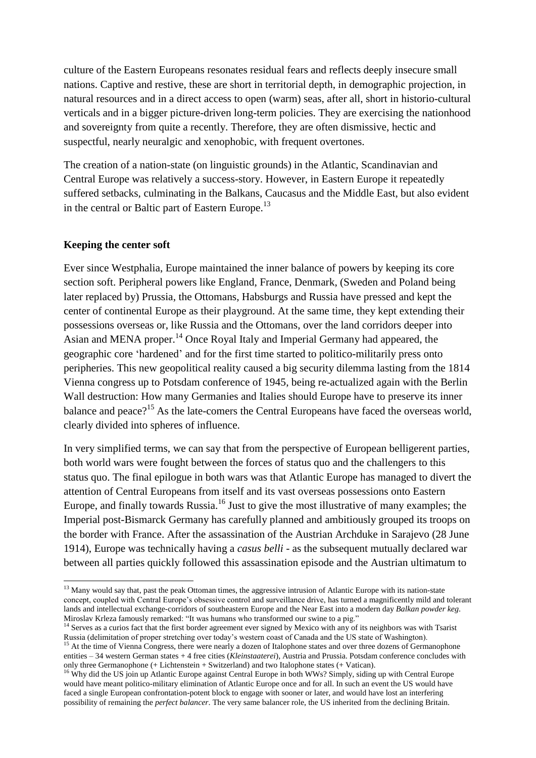culture of the Eastern Europeans resonates residual fears and reflects deeply insecure small nations. Captive and restive, these are short in territorial depth, in demographic projection, in natural resources and in a direct access to open (warm) seas, after all, short in historio-cultural verticals and in a bigger picture-driven long-term policies. They are exercising the nationhood and sovereignty from quite a recently. Therefore, they are often dismissive, hectic and suspectful, nearly neuralgic and xenophobic, with frequent overtones.

The creation of a nation-state (on linguistic grounds) in the Atlantic, Scandinavian and Central Europe was relatively a success-story. However, in Eastern Europe it repeatedly suffered setbacks, culminating in the Balkans, Caucasus and the Middle East, but also evident in the central or Baltic part of Eastern Europe.[13]

## Keeping the center soft

Ever since Westphalia, Europe maintained the inner balance of powers by keeping its core section soft. Peripheral powers like England, France, Denmark, (Sweden and Poland being later replaced by) Prussia, the Ottomans, Habsburgs and Russia have pressed and kept the center of continental Europe as their playground. At the same time, they kept extending their possessions overseas or, like Russia and the Ottomans, over the land corridors deeper into Asian and MENA proper.[14] Once Royal Italy and Imperial Germany had appeared, the geographic core 'hardened' and for the first time started to politico-militarily press onto peripheries. This new geopolitical reality caused a big security dilemma lasting from the 1814 Vienna congress up to Potsdam conference of 1945, being re-actualized again with the Berlin Wall destruction: How many Germanies and Italies should Europe have to preserve its inner balance and peace?[15] As the late-comers the Central Europeans have faced the overseas world, clearly divided into spheres of influence.

In very simplified terms, we can say that from the perspective of European belligerent parties, both world wars were fought between the forces of status quo and the challengers to this status quo. The final epilogue in both wars was that Atlantic Europe has managed to divert the attention of Central Europeans from itself and its vast overseas possessions onto Eastern Europe, and finally towards Russia.[16] Just to give the most illustrative of many examples; the Imperial post-Bismarck Germany has carefully planned and ambitiously grouped its troops on the border with France. After the assassination of the Austrian Archduke in Sarajevo (28 June 1914), Europe was technically having a *casus belli* - as the subsequent mutually declared war between all parties quickly followed this assassination episode and the Austrian ultimatum to

---

[13] Many would say that, past the peak Ottoman times, the aggressive intrusion of Atlantic Europe with its nation-state concept, coupled with Central Europe's obsessive control and surveillance drive, has turned a magnificently mild and tolerant lands and intellectual exchange-corridors of southeastern Europe and the Near East into a modern day *Balkan powder keg*. Miroslav Krleza famously remarked: "It was humans who transformed our swine to a pig."

[14] Serves as a curios fact that the first border agreement ever signed by Mexico with any of its neighbors was with Tsarist Russia (delimitation of proper stretching over today's western coast of Canada and the US state of Washington).

[15] At the time of Vienna Congress, there were nearly a dozen of Italophone states and over three dozens of Germanophone entities – 34 western German states + 4 free cities (*Kleinstaaterei*), Austria and Prussia. Potsdam conference concludes with only three Germanophone (+ Lichtenstein + Switzerland) and two Italophone states (+ Vatican).

[16] Why did the US join up Atlantic Europe against Central Europe in both WWs? Simply, siding up with Central Europe would have meant politico-military elimination of Atlantic Europe once and for all. In such an event the US would have faced a single European confrontation-potent block to engage with sooner or later, and would have lost an interfering possibility of remaining the *perfect balancer*. The very same balancer role, the US inherited from the declining Britain.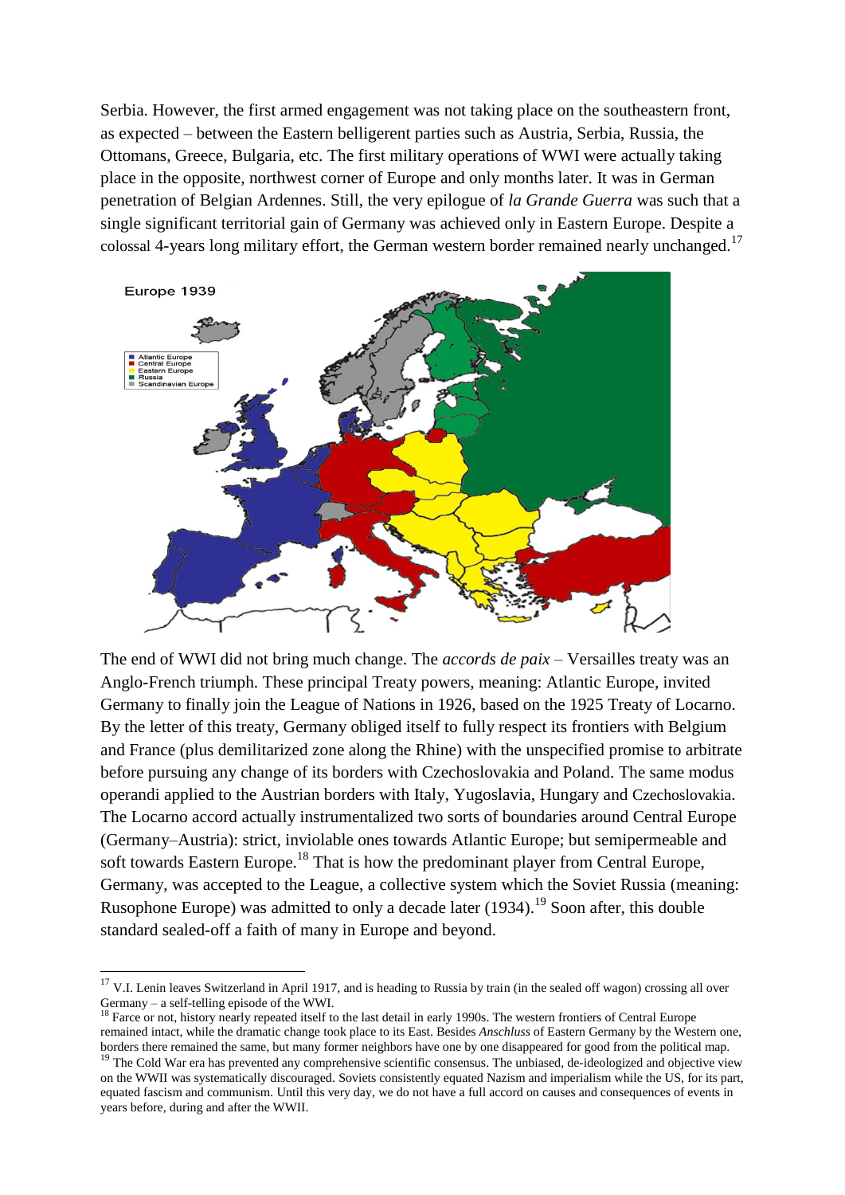Serbia. However, the first armed engagement was not taking place on the southeastern front, as expected – between the Eastern belligerent parties such as Austria, Serbia, Russia, the Ottomans, Greece, Bulgaria, etc. The first military operations of WWI were actually taking place in the opposite, northwest corner of Europe and only months later. It was in German penetration of Belgian Ardennes. Still, the very epilogue of *la Grande Guerra* was such that a single significant territorial gain of Germany was achieved only in Eastern Europe. Despite a colossal 4-years long military effort, the German western border remained nearly unchanged.[17]

The end of WWI did not bring much change. The *accords de paix* – Versailles treaty was an Anglo-French triumph. These principal Treaty powers, meaning: Atlantic Europe, invited Germany to finally join the League of Nations in 1926, based on the 1925 Treaty of Locarno. By the letter of this treaty, Germany obliged itself to fully respect its frontiers with Belgium and France (plus demilitarized zone along the Rhine) with the unspecified promise to arbitrate before pursuing any change of its borders with Czechoslovakia and Poland. The same modus operandi applied to the Austrian borders with Italy, Yugoslavia, Hungary and Czechoslovakia. The Locarno accord actually instrumentalized two sorts of boundaries around Central Europe (Germany–Austria): strict, inviolable ones towards Atlantic Europe; but semipermeable and soft towards Eastern Europe.[18] That is how the predominant player from Central Europe, Germany, was accepted to the League, a collective system which the Soviet Russia (meaning: Rusophone Europe) was admitted to only a decade later (1934).[19] Soon after, this double standard sealed-off a faith of many in Europe and beyond.

---

[17] V.I. Lenin leaves Switzerland in April 1917, and is heading to Russia by train (in the sealed off wagon) crossing all over Germany – a self-telling episode of the WWI.

[18] Farce or not, history nearly repeated itself to the last detail in early 1990s. The western frontiers of Central Europe remained intact, while the dramatic change took place to its East. Besides *Anschluss* of Eastern Germany by the Western one, borders there remained the same, but many former neighbors have one by one disappeared for good from the political map.

[19] The Cold War era has prevented any comprehensive scientific consensus. The unbiased, de-ideologized and objective view on the WWII was systematically discouraged. Soviets consistently equated Nazism and imperialism while the US, for its part, equated fascism and communism. Until this very day, we do not have a full accord on causes and consequences of events in years before, during and after the WWII.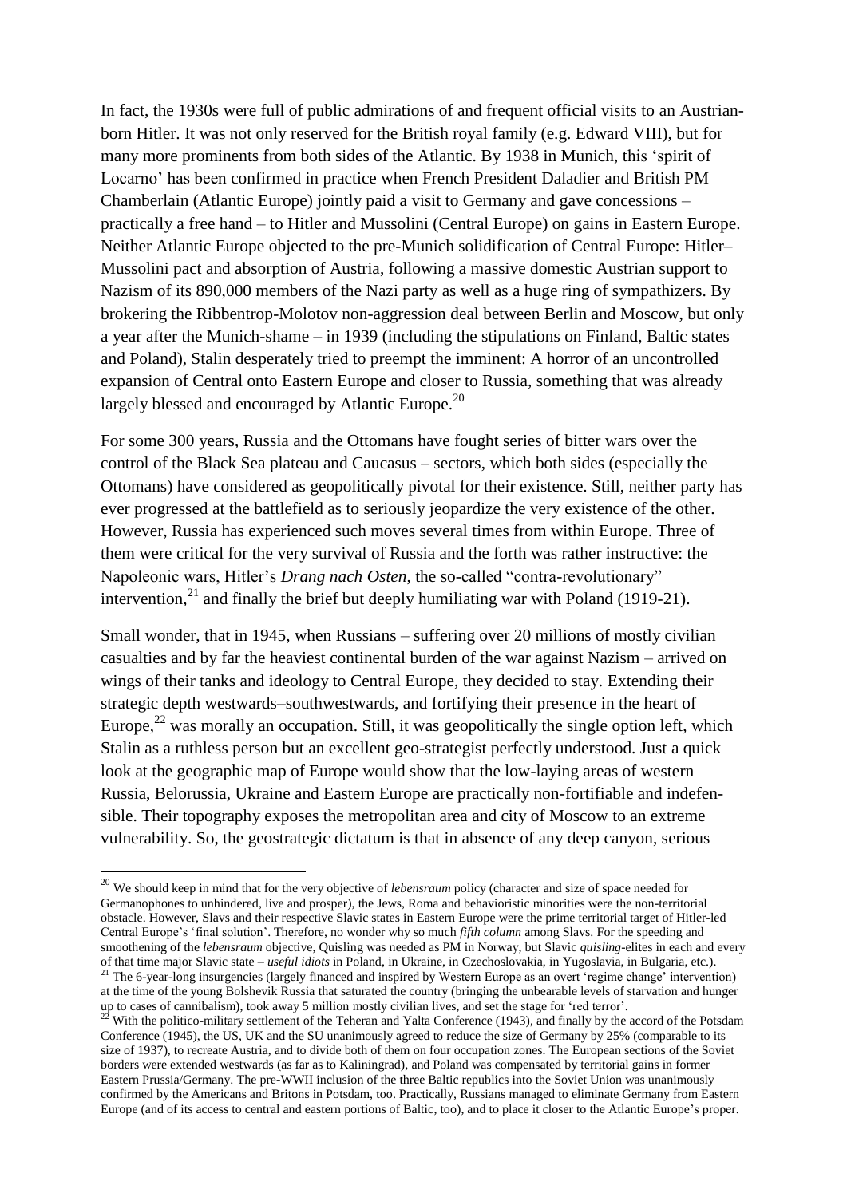In fact, the 1930s were full of public admirations of and frequent official visits to an Austrian-born Hitler. It was not only reserved for the British royal family (e.g. Edward VIII), but for many more prominents from both sides of the Atlantic. By 1938 in Munich, this 'spirit of Locarno' has been confirmed in practice when French President Daladier and British PM Chamberlain (Atlantic Europe) jointly paid a visit to Germany and gave concessions – practically a free hand – to Hitler and Mussolini (Central Europe) on gains in Eastern Europe. Neither Atlantic Europe objected to the pre-Munich solidification of Central Europe: Hitler–Mussolini pact and absorption of Austria, following a massive domestic Austrian support to Nazism of its 890,000 members of the Nazi party as well as a huge ring of sympathizers. By brokering the Ribbentrop-Molotov non-aggression deal between Berlin and Moscow, but only a year after the Munich-shame – in 1939 (including the stipulations on Finland, Baltic states and Poland), Stalin desperately tried to preempt the imminent: A horror of an uncontrolled expansion of Central onto Eastern Europe and closer to Russia, something that was already largely blessed and encouraged by Atlantic Europe.[20]

For some 300 years, Russia and the Ottomans have fought series of bitter wars over the control of the Black Sea plateau and Caucasus – sectors, which both sides (especially the Ottomans) have considered as geopolitically pivotal for their existence. Still, neither party has ever progressed at the battlefield as to seriously jeopardize the very existence of the other. However, Russia has experienced such moves several times from within Europe. Three of them were critical for the very survival of Russia and the forth was rather instructive: the Napoleonic wars, Hitler's *Drang nach Osten*, the so-called "contra-revolutionary" intervention,[21] and finally the brief but deeply humiliating war with Poland (1919-21).

Small wonder, that in 1945, when Russians – suffering over 20 millions of mostly civilian casualties and by far the heaviest continental burden of the war against Nazism – arrived on wings of their tanks and ideology to Central Europe, they decided to stay. Extending their strategic depth westwards–southwestwards, and fortifying their presence in the heart of Europe,[22] was morally an occupation. Still, it was geopolitically the single option left, which Stalin as a ruthless person but an excellent geo-strategist perfectly understood. Just a quick look at the geographic map of Europe would show that the low-laying areas of western Russia, Belorussia, Ukraine and Eastern Europe are practically non-fortifiable and indefensible. Their topography exposes the metropolitan area and city of Moscow to an extreme vulnerability. So, the geostrategic dictatum is that in absence of any deep canyon, serious

---

[20] We should keep in mind that for the very objective of *lebensraum* policy (character and size of space needed for Germanophones to unhindered, live and prosper), the Jews, Roma and behavioristic minorities were the non-territorial obstacle. However, Slavs and their respective Slavic states in Eastern Europe were the prime territorial target of Hitler-led Central Europe's 'final solution'. Therefore, no wonder why so much *fifth column* among Slavs. For the speeding and smoothening of the *lebensraum* objective, Quisling was needed as PM in Norway, but Slavic *quisling*-elites in each and every of that time major Slavic state – *useful idiots* in Poland, in Ukraine, in Czechoslovakia, in Yugoslavia, in Bulgaria, etc.).

[21] The 6-year-long insurgencies (largely financed and inspired by Western Europe as an overt 'regime change' intervention) at the time of the young Bolshevik Russia that saturated the country (bringing the unbearable levels of starvation and hunger up to cases of cannibalism), took away 5 million mostly civilian lives, and set the stage for 'red terror'.

[22] With the politico-military settlement of the Teheran and Yalta Conference (1943), and finally by the accord of the Potsdam Conference (1945), the US, UK and the SU unanimously agreed to reduce the size of Germany by 25% (comparable to its size of 1937), to recreate Austria, and to divide both of them on four occupation zones. The European sections of the Soviet borders were extended westwards (as far as to Kaliningrad), and Poland was compensated by territorial gains in former Eastern Prussia/Germany. The pre-WWII inclusion of the three Baltic republics into the Soviet Union was unanimously confirmed by the Americans and Britons in Potsdam, too. Practically, Russians managed to eliminate Germany from Eastern Europe (and of its access to central and eastern portions of Baltic, too), and to place it closer to the Atlantic Europe's proper.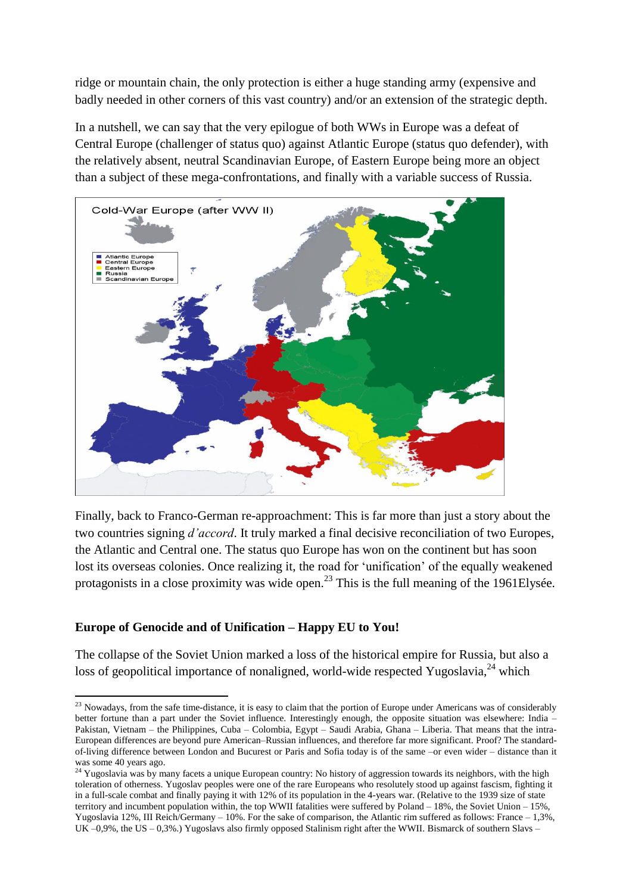ridge or mountain chain, the only protection is either a huge standing army (expensive and badly needed in other corners of this vast country) and/or an extension of the strategic depth.

In a nutshell, we can say that the very epilogue of both WWs in Europe was a defeat of Central Europe (challenger of status quo) against Atlantic Europe (status quo defender), with the relatively absent, neutral Scandinavian Europe, of Eastern Europe being more an object than a subject of these mega-confrontations, and finally with a variable success of Russia.

Finally, back to Franco-German re-approachment: This is far more than just a story about the two countries signing *d'accord*. It truly marked a final decisive reconciliation of two Europes, the Atlantic and Central one. The status quo Europe has won on the continent but has soon lost its overseas colonies. Once realizing it, the road for 'unification' of the equally weakened protagonists in a close proximity was wide open.[23] This is the full meaning of the 1961Elysée.

### Europe of Genocide and of Unification – Happy EU to You!

The collapse of the Soviet Union marked a loss of the historical empire for Russia, but also a loss of geopolitical importance of nonaligned, world-wide respected Yugoslavia,[24] which

---

[23] Nowadays, from the safe time-distance, it is easy to claim that the portion of Europe under Americans was of considerably better fortune than a part under the Soviet influence. Interestingly enough, the opposite situation was elsewhere: India – Pakistan, Vietnam – the Philippines, Cuba – Colombia, Egypt – Saudi Arabia, Ghana – Liberia. That means that the intra-European differences are beyond pure American–Russian influences, and therefore far more significant. Proof? The standard-of-living difference between London and Bucurest or Paris and Sofia today is of the same –or even wider – distance than it was some 40 years ago.

[24] Yugoslavia was by many facets a unique European country: No history of aggression towards its neighbors, with the high toleration of otherness. Yugoslav peoples were one of the rare Europeans who resolutely stood up against fascism, fighting it in a full-scale combat and finally paying it with 12% of its population in the 4-years war. (Relative to the 1939 size of state territory and incumbent population within, the top WWII fatalities were suffered by Poland – 18%, the Soviet Union – 15%, Yugoslavia 12%, III Reich/Germany – 10%. For the sake of comparison, the Atlantic rim suffered as follows: France – 1,3%, UK –0,9%, the US – 0,3%.) Yugoslavs also firmly opposed Stalinism right after the WWII. Bismarck of southern Slavs –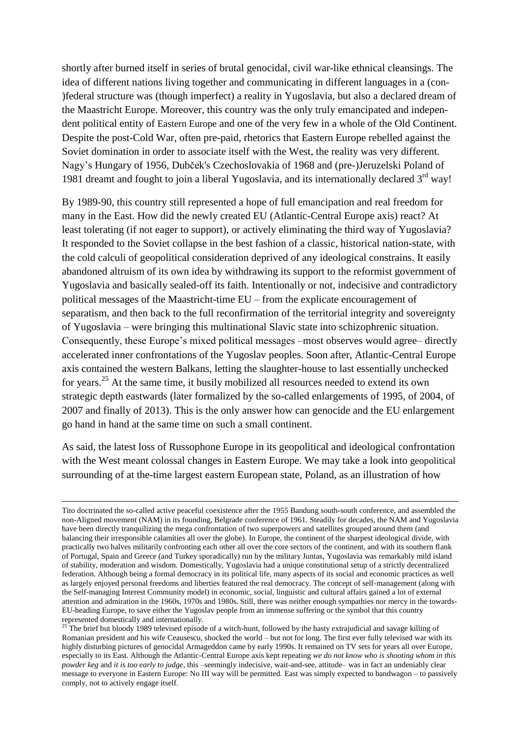shortly after burned itself in series of brutal genocidal, civil war-like ethnical cleansings. The idea of different nations living together and communicating in different languages in a (con-)federal structure was (though imperfect) a reality in Yugoslavia, but also a declared dream of the Maastricht Europe. Moreover, this country was the only truly emancipated and independent political entity of Eastern Europe and one of the very few in a whole of the Old Continent. Despite the post-Cold War, often pre-paid, rhetorics that Eastern Europe rebelled against the Soviet domination in order to associate itself with the West, the reality was very different. Nagy's Hungary of 1956, Dubček's Czechoslovakia of 1968 and (pre-)Jeruzelski Poland of 1981 dreamt and fought to join a liberal Yugoslavia, and its internationally declared 3rd way!

By 1989-90, this country still represented a hope of full emancipation and real freedom for many in the East. How did the newly created EU (Atlantic-Central Europe axis) react? At least tolerating (if not eager to support), or actively eliminating the third way of Yugoslavia? It responded to the Soviet collapse in the best fashion of a classic, historical nation-state, with the cold calculi of geopolitical consideration deprived of any ideological constrains. It easily abandoned altruism of its own idea by withdrawing its support to the reformist government of Yugoslavia and basically sealed-off its faith. Intentionally or not, indecisive and contradictory political messages of the Maastricht-time EU – from the explicate encouragement of separatism, and then back to the full reconfirmation of the territorial integrity and sovereignty of Yugoslavia – were bringing this multinational Slavic state into schizophrenic situation. Consequently, these Europe's mixed political messages –most observes would agree– directly accelerated inner confrontations of the Yugoslav peoples. Soon after, Atlantic-Central Europe axis contained the western Balkans, letting the slaughter-house to last essentially unchecked for years.[25] At the same time, it busily mobilized all resources needed to extend its own strategic depth eastwards (later formalized by the so-called enlargements of 1995, of 2004, of 2007 and finally of 2013). This is the only answer how can genocide and the EU enlargement go hand in hand at the same time on such a small continent.

As said, the latest loss of Russophone Europe in its geopolitical and ideological confrontation with the West meant colossal changes in Eastern Europe. We may take a look into geopolitical surrounding of at the-time largest eastern European state, Poland, as an illustration of how

---

Tito doctrinated the so-called active peaceful coexistence after the 1955 Bandung south-south conference, and assembled the non-Aligned movement (NAM) in its founding, Belgrade conference of 1961. Steadily for decades, the NAM and Yugoslavia have been directly tranquilizing the mega confrontation of two superpowers and satellites grouped around them (and balancing their irresponsible calamities all over the globe). In Europe, the continent of the sharpest ideological divide, with practically two halves militarily confronting each other all over the core sectors of the continent, and with its southern flank of Portugal, Spain and Greece (and Turkey sporadically) run by the military Juntas, Yugoslavia was remarkably mild island of stability, moderation and wisdom. Domestically, Yugoslavia had a unique constitutional setup of a strictly decentralized federation. Although being a formal democracy in its political life, many aspects of its social and economic practices as well as largely enjoyed personal freedoms and liberties featured the real democracy. The concept of self-management (along with the Self-managing Interest Community model) in economic, social, linguistic and cultural affairs gained a lot of external attention and admiration in the 1960s, 1970s and 1980s. Still, there was neither enough sympathies nor mercy in the towards-EU-heading Europe, to save either the Yugoslav people from an immense suffering or the symbol that this country represented domestically and internationally.

[25] The brief but bloody 1989 televised episode of a witch-hunt, followed by the hasty extrajudicial and savage killing of Romanian president and his wife Ceausescu, shocked the world – but not for long. The first ever fully televised war with its highly disturbing pictures of genocidal Armageddon came by early 1990s. It remained on TV sets for years all over Europe, especially to its East. Although the Atlantic-Central Europe axis kept repeating *we do not know who is shooting whom in this powder keg* and *it is too early to judge*, this –seemingly indecisive, wait-and-see, attitude– was in fact an undeniably clear message to everyone in Eastern Europe: No III way will be permitted. East was simply expected to bandwagon – to passively comply, not to actively engage itself.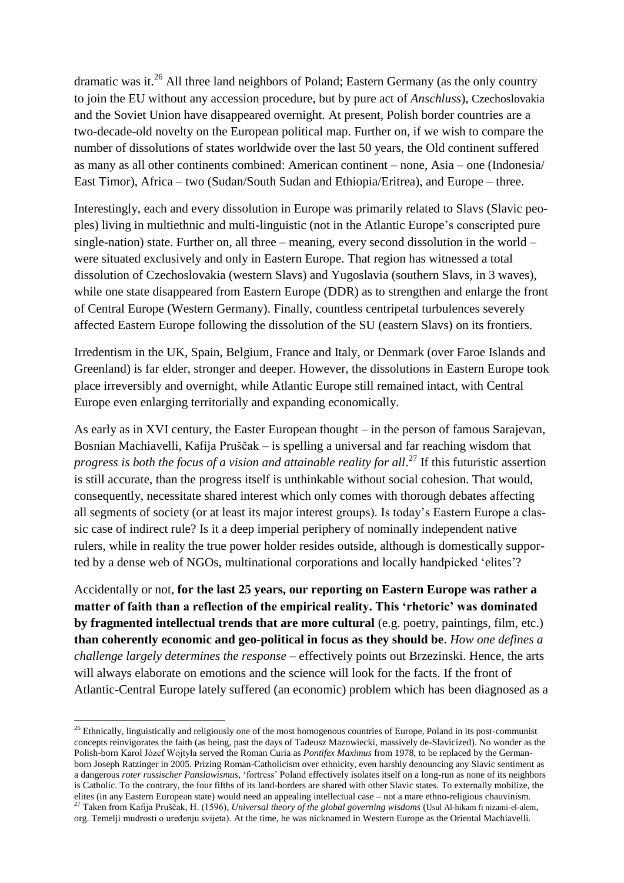dramatic was it.[26] All three land neighbors of Poland; Eastern Germany (as the only country to join the EU without any accession procedure, but by pure act of *Anschluss*), Czechoslovakia and the Soviet Union have disappeared overnight. At present, Polish border countries are a two-decade-old novelty on the European political map. Further on, if we wish to compare the number of dissolutions of states worldwide over the last 50 years, the Old continent suffered as many as all other continents combined: American continent – none, Asia – one (Indonesia/ East Timor), Africa – two (Sudan/South Sudan and Ethiopia/Eritrea), and Europe – three.

Interestingly, each and every dissolution in Europe was primarily related to Slavs (Slavic peoples) living in multiethnic and multi-linguistic (not in the Atlantic Europe's conscripted pure single-nation) state. Further on, all three – meaning, every second dissolution in the world – were situated exclusively and only in Eastern Europe. That region has witnessed a total dissolution of Czechoslovakia (western Slavs) and Yugoslavia (southern Slavs, in 3 waves), while one state disappeared from Eastern Europe (DDR) as to strengthen and enlarge the front of Central Europe (Western Germany). Finally, countless centripetal turbulences severely affected Eastern Europe following the dissolution of the SU (eastern Slavs) on its frontiers.

Irredentism in the UK, Spain, Belgium, France and Italy, or Denmark (over Faroe Islands and Greenland) is far elder, stronger and deeper. However, the dissolutions in Eastern Europe took place irreversibly and overnight, while Atlantic Europe still remained intact, with Central Europe even enlarging territorially and expanding economically.

As early as in XVI century, the Easter European thought – in the person of famous Sarajevan, Bosnian Machiavelli, Kafija Pruščak – is spelling a universal and far reaching wisdom that *progress is both the focus of a vision and attainable reality for all*.[27] If this futuristic assertion is still accurate, than the progress itself is unthinkable without social cohesion. That would, consequently, necessitate shared interest which only comes with thorough debates affecting all segments of society (or at least its major interest groups). Is today's Eastern Europe a classic case of indirect rule? Is it a deep imperial periphery of nominally independent native rulers, while in reality the true power holder resides outside, although is domestically supported by a dense web of NGOs, multinational corporations and locally handpicked 'elites'?

Accidentally or not, **for the last 25 years, our reporting on Eastern Europe was rather a matter of faith than a reflection of the empirical reality. This 'rhetoric' was dominated by fragmented intellectual trends that are more cultural** (e.g. poetry, paintings, film, etc.) **than coherently economic and geo-political in focus as they should be**. *How one defines a challenge largely determines the response* – effectively points out Brzezinski. Hence, the arts will always elaborate on emotions and the science will look for the facts. If the front of Atlantic-Central Europe lately suffered (an economic) problem which has been diagnosed as a

---

[26] Ethnically, linguistically and religiously one of the most homogenous countries of Europe, Poland in its post-communist concepts reinvigorates the faith (as being, past the days of Tadeusz Mazowiecki, massively de-Slavicized). No wonder as the Polish-born Karol Józef Wojtyła served the Roman Curia as *Pontifex Maximus* from 1978, to be replaced by the German-born Joseph Ratzinger in 2005. Prizing Roman-Catholicism over ethnicity, even harshly denouncing any Slavic sentiment as a dangerous *roter russischer Panslawismus*, 'fortress' Poland effectively isolates itself on a long-run as none of its neighbors is Catholic. To the contrary, the four fifths of its land-borders are shared with other Slavic states. To externally mobilize, the elites (in any Eastern European state) would need an appealing intellectual case – not a mare ethno-religious chauvinism.

[27] Taken from Kafija Pruščak, H. (1596), *Universal theory of the global governing wisdoms* (Usul Al-hikam fi nizami-el-alem, org. Temelji mudrosti o uređenju svijeta). At the time, he was nicknamed in Western Europe as the Oriental Machiavelli.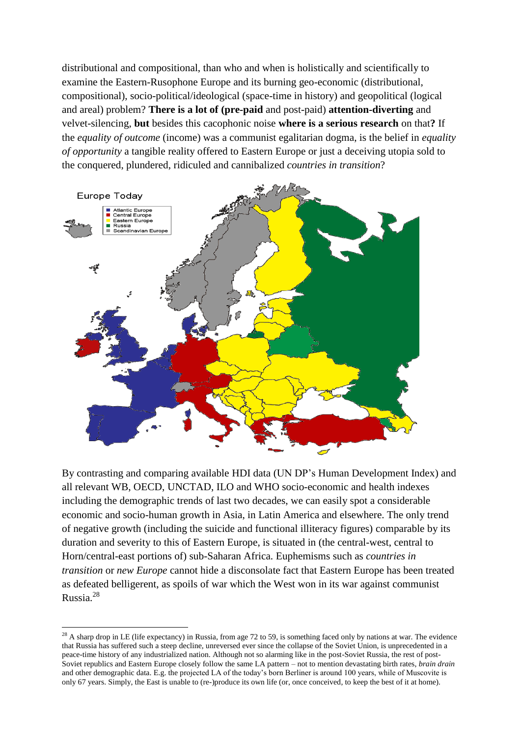distributional and compositional, than who and when is holistically and scientifically to examine the Eastern-Rusophone Europe and its burning geo-economic (distributional, compositional), socio-political/ideological (space-time in history) and geopolitical (logical and areal) problem? **There is a lot of (pre-paid** and post-paid) **attention-diverting** and velvet-silencing, **but** besides this cacophonic noise **where is a serious research** on that**?** If the *equality of outcome* (income) was a communist egalitarian dogma, is the belief in *equality of opportunity* a tangible reality offered to Eastern Europe or just a deceiving utopia sold to the conquered, plundered, ridiculed and cannibalized *countries in transition*?

By contrasting and comparing available HDI data (UN DP's Human Development Index) and all relevant WB, OECD, UNCTAD, ILO and WHO socio-economic and health indexes including the demographic trends of last two decades, we can easily spot a considerable economic and socio-human growth in Asia, in Latin America and elsewhere. The only trend of negative growth (including the suicide and functional illiteracy figures) comparable by its duration and severity to this of Eastern Europe, is situated in (the central-west, central to Horn/central-east portions of) sub-Saharan Africa. Euphemisms such as *countries in transition* or *new Europe* cannot hide a disconsolate fact that Eastern Europe has been treated as defeated belligerent, as spoils of war which the West won in its war against communist Russia.[28]

[28] A sharp drop in LE (life expectancy) in Russia, from age 72 to 59, is something faced only by nations at war. The evidence that Russia has suffered such a steep decline, unreversed ever since the collapse of the Soviet Union, is unprecedented in a peace-time history of any industrialized nation. Although not so alarming like in the post-Soviet Russia, the rest of post-Soviet republics and Eastern Europe closely follow the same LA pattern – not to mention devastating birth rates, *brain drain* and other demographic data. E.g. the projected LA of the today's born Berliner is around 100 years, while of Muscovite is only 67 years. Simply, the East is unable to (re-)produce its own life (or, once conceived, to keep the best of it at home).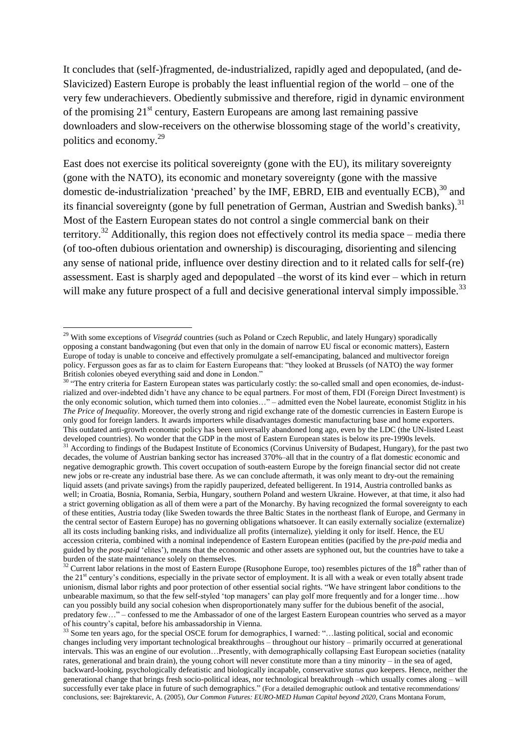It concludes that (self-)fragmented, de-industrialized, rapidly aged and depopulated, (and de-Slavicized) Eastern Europe is probably the least influential region of the world – one of the very few underachievers. Obediently submissive and therefore, rigid in dynamic environment of the promising 21st century, Eastern Europeans are among last remaining passive downloaders and slow-receivers on the otherwise blossoming stage of the world's creativity, politics and economy.[29]

East does not exercise its political sovereignty (gone with the EU), its military sovereignty (gone with the NATO), its economic and monetary sovereignty (gone with the massive domestic de-industrialization 'preached' by the IMF, EBRD, EIB and eventually ECB),[30] and its financial sovereignty (gone by full penetration of German, Austrian and Swedish banks).[31] Most of the Eastern European states do not control a single commercial bank on their territory.[32] Additionally, this region does not effectively control its media space – media there (of too-often dubious orientation and ownership) is discouraging, disorienting and silencing any sense of national pride, influence over destiny direction and to it related calls for self-(re) assessment. East is sharply aged and depopulated –the worst of its kind ever – which in return will make any future prospect of a full and decisive generational interval simply impossible.[33]

---

[29] With some exceptions of *Visegrád* countries (such as Poland or Czech Republic, and lately Hungary) sporadically opposing a constant bandwagoning (but even that only in the domain of narrow EU fiscal or economic matters), Eastern Europe of today is unable to conceive and effectively promulgate a self-emancipating, balanced and multivector foreign policy. Fergusson goes as far as to claim for Eastern Europeans that: "they looked at Brussels (of NATO) the way former British colonies obeyed everything said and done in London."

[30] "The entry criteria for Eastern European states was particularly costly: the so-called small and open economies, de-industrialized and over-indebted didn't have any chance to be equal partners. For most of them, FDI (Foreign Direct Investment) is the only economic solution, which turned them into colonies…" – admitted even the Nobel laureate, economist Stiglitz in his *The Price of Inequality*. Moreover, the overly strong and rigid exchange rate of the domestic currencies in Eastern Europe is only good for foreign landers. It awards importers while disadvantages domestic manufacturing base and home exporters. This outdated anti-growth economic policy has been universally abandoned long ago, even by the LDC (the UN-listed Least developed countries). No wonder that the GDP in the most of Eastern European states is below its pre-1990s levels.

[31] According to findings of the Budapest Institute of Economics (Corvinus University of Budapest, Hungary), for the past two decades, the volume of Austrian banking sector has increased 370%–all that in the country of a flat domestic economic and negative demographic growth. This covert occupation of south-eastern Europe by the foreign financial sector did not create new jobs or re-create any industrial base there. As we can conclude aftermath, it was only meant to dry-out the remaining liquid assets (and private savings) from the rapidly pauperized, defeated belligerent. In 1914, Austria controlled banks as well; in Croatia, Bosnia, Romania, Serbia, Hungary, southern Poland and western Ukraine. However, at that time, it also had a strict governing obligation as all of them were a part of the Monarchy. By having recognized the formal sovereignty to each of these entities, Austria today (like Sweden towards the three Baltic States in the northeast flank of Europe, and Germany in the central sector of Eastern Europe) has no governing obligations whatsoever. It can easily externally socialize (externalize) all its costs including banking risks, and individualize all profits (internalize), yielding it only for itself. Hence, the EU accession criteria, combined with a nominal independence of Eastern European entities (pacified by the *pre-paid* media and guided by the *post-paid* 'elites'), means that the economic and other assets are syphoned out, but the countries have to take a burden of the state maintenance solely on themselves.

[32] Current labor relations in the most of Eastern Europe (Rusophone Europe, too) resembles pictures of the 18th rather than of the 21st century's conditions, especially in the private sector of employment. It is all with a weak or even totally absent trade unionism, dismal labor rights and poor protection of other essential social rights. "We have stringent labor conditions to the unbearable maximum, so that the few self-styled 'top managers' can play golf more frequently and for a longer time…how can you possibly build any social cohesion when disproportionately many suffer for the dubious benefit of the asocial, predatory few…" – confessed to me the Ambassador of one of the largest Eastern European countries who served as a mayor of his country's capital, before his ambassadorship in Vienna.

[33] Some ten years ago, for the special OSCE forum for demographics, I warned: "…lasting political, social and economic changes including very important technological breakthroughs – throughout our history – primarily occurred at generational intervals. This was an engine of our evolution…Presently, with demographically collapsing East European societies (natality rates, generational and brain drain), the young cohort will never constitute more than a tiny minority – in the sea of aged, backward-looking, psychologically defeatistic and biologically incapable, conservative *status quo* keepers. Hence, neither the generational change that brings fresh socio-political ideas, nor technological breakthrough –which usually comes along – will successfully ever take place in future of such demographics." (For a detailed demographic outlook and tentative recommendations/ conclusions, see: Bajrektarevic, A. (2005), *Our Common Futures: EURO-MED Human Capital beyond 2020*, Crans Montana Forum,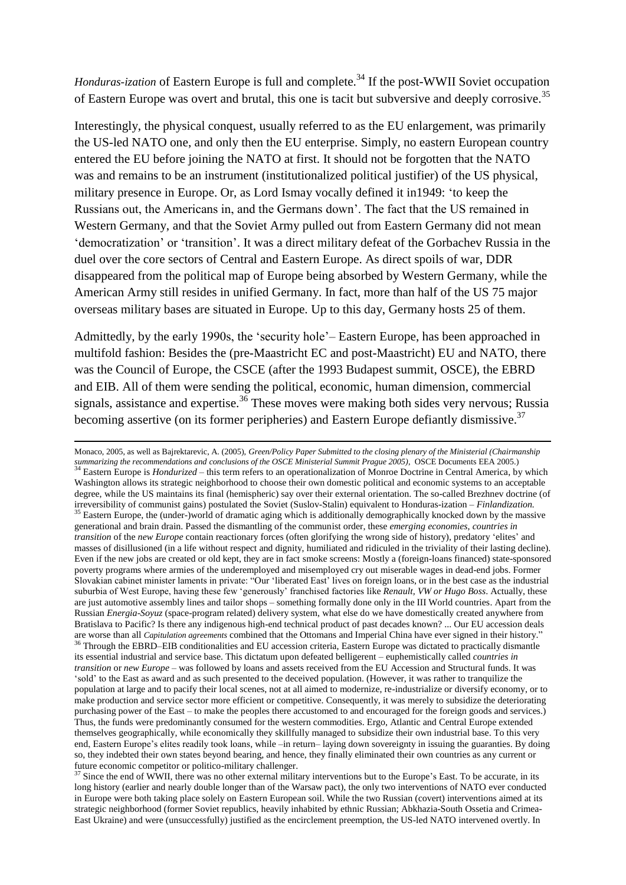*Honduras-ization* of Eastern Europe is full and complete.[34] If the post-WWII Soviet occupation of Eastern Europe was overt and brutal, this one is tacit but subversive and deeply corrosive.[35]

Interestingly, the physical conquest, usually referred to as the EU enlargement, was primarily the US-led NATO one, and only then the EU enterprise. Simply, no eastern European country entered the EU before joining the NATO at first. It should not be forgotten that the NATO was and remains to be an instrument (institutionalized political justifier) of the US physical, military presence in Europe. Or, as Lord Ismay vocally defined it in1949: 'to keep the Russians out, the Americans in, and the Germans down'. The fact that the US remained in Western Germany, and that the Soviet Army pulled out from Eastern Germany did not mean 'democratization' or 'transition'. It was a direct military defeat of the Gorbachev Russia in the duel over the core sectors of Central and Eastern Europe. As direct spoils of war, DDR disappeared from the political map of Europe being absorbed by Western Germany, while the American Army still resides in unified Germany. In fact, more than half of the US 75 major overseas military bases are situated in Europe. Up to this day, Germany hosts 25 of them.

Admittedly, by the early 1990s, the 'security hole'– Eastern Europe, has been approached in multifold fashion: Besides the (pre-Maastricht EC and post-Maastricht) EU and NATO, there was the Council of Europe, the CSCE (after the 1993 Budapest summit, OSCE), the EBRD and EIB. All of them were sending the political, economic, human dimension, commercial signals, assistance and expertise.[36] These moves were making both sides very nervous; Russia becoming assertive (on its former peripheries) and Eastern Europe defiantly dismissive.[37]

---

Monaco, 2005, as well as Bajrektarevic, A. (2005), *Green/Policy Paper Submitted to the closing plenary of the Ministerial (Chairmanship summarizing the recommendations and conclusions of the OSCE Ministerial Summit Prague 2005)*, OSCE Documents EEA 2005.)

[34] Eastern Europe is *Hondurized* – this term refers to an operationalization of Monroe Doctrine in Central America, by which Washington allows its strategic neighborhood to choose their own domestic political and economic systems to an acceptable degree, while the US maintains its final (hemispheric) say over their external orientation. The so-called Brezhnev doctrine (of irreversibility of communist gains) postulated the Soviet (Suslov-Stalin) equivalent to Honduras-ization – *Finlandization.*

[35] Eastern Europe, the (under-)world of dramatic aging which is additionally demographically knocked down by the massive generational and brain drain. Passed the dismantling of the communist order, these *emerging economies, countries in transition* of the *new Europe* contain reactionary forces (often glorifying the wrong side of history), predatory 'elites' and masses of disillusioned (in a life without respect and dignity, humiliated and ridiculed in the triviality of their lasting decline). Even if the new jobs are created or old kept, they are in fact smoke screens: Mostly a (foreign-loans financed) state-sponsored poverty programs where armies of the underemployed and misemployed cry out miserable wages in dead-end jobs. Former Slovakian cabinet minister laments in private: "Our 'liberated East' lives on foreign loans, or in the best case as the industrial suburbia of West Europe, having these few 'generously' franchised factories like *Renault, VW or Hugo Boss*. Actually, these are just automotive assembly lines and tailor shops – something formally done only in the III World countries. Apart from the Russian *Energia-Soyuz* (space-program related) delivery system, what else do we have domestically created anywhere from Bratislava to Pacific? Is there any indigenous high-end technical product of past decades known? ... Our EU accession deals are worse than all *Capitulation agreements* combined that the Ottomans and Imperial China have ever signed in their history."

[36] Through the EBRD–EIB conditionalities and EU accession criteria, Eastern Europe was dictated to practically dismantle its essential industrial and service base. This dictatum upon defeated belligerent – euphemistically called *countries in transition* or *new Europe* – was followed by loans and assets received from the EU Accession and Structural funds. It was 'sold' to the East as award and as such presented to the deceived population. (However, it was rather to tranquilize the population at large and to pacify their local scenes, not at all aimed to modernize, re-industrialize or diversify economy, or to make production and service sector more efficient or competitive. Consequently, it was merely to subsidize the deteriorating purchasing power of the East – to make the peoples there accustomed to and encouraged for the foreign goods and services.) Thus, the funds were predominantly consumed for the western commodities. Ergo, Atlantic and Central Europe extended themselves geographically, while economically they skillfully managed to subsidize their own industrial base. To this very end, Eastern Europe's elites readily took loans, while –in return– laying down sovereignty in issuing the guaranties. By doing so, they indebted their own states beyond bearing, and hence, they finally eliminated their own countries as any current or future economic competitor or politico-military challenger.

[37] Since the end of WWII, there was no other external military interventions but to the Europe's East. To be accurate, in its long history (earlier and nearly double longer than of the Warsaw pact), the only two interventions of NATO ever conducted in Europe were both taking place solely on Eastern European soil. While the two Russian (covert) interventions aimed at its strategic neighborhood (former Soviet republics, heavily inhabited by ethnic Russian; Abkhazia-South Ossetia and Crimea-East Ukraine) and were (unsuccessfully) justified as the encirclement preemption, the US-led NATO intervened overtly. In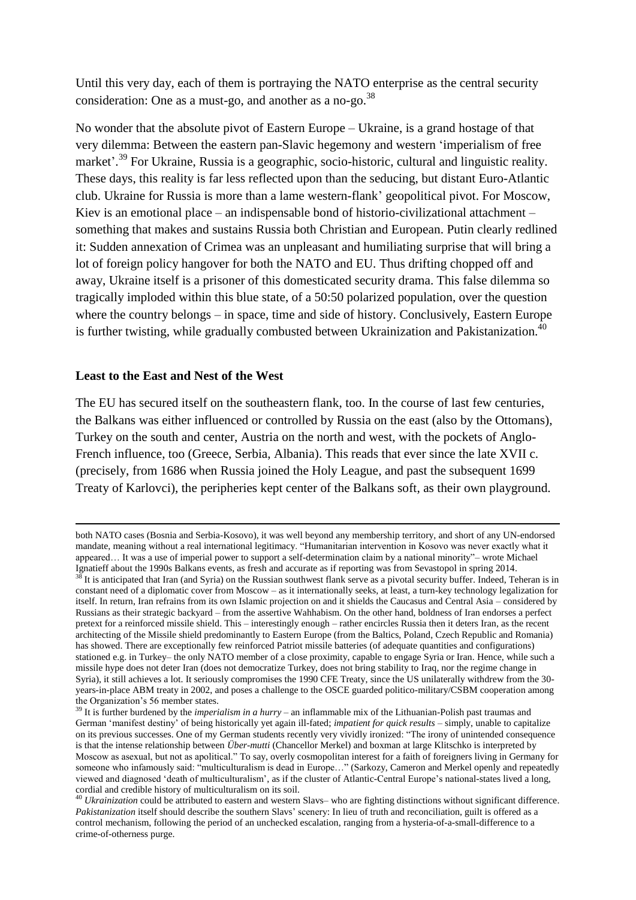Until this very day, each of them is portraying the NATO enterprise as the central security consideration: One as a must-go, and another as a no-go.[38]

No wonder that the absolute pivot of Eastern Europe – Ukraine, is a grand hostage of that very dilemma: Between the eastern pan-Slavic hegemony and western 'imperialism of free market'.[39] For Ukraine, Russia is a geographic, socio-historic, cultural and linguistic reality. These days, this reality is far less reflected upon than the seducing, but distant Euro-Atlantic club. Ukraine for Russia is more than a lame western-flank' geopolitical pivot. For Moscow, Kiev is an emotional place – an indispensable bond of historio-civilizational attachment – something that makes and sustains Russia both Christian and European. Putin clearly redlined it: Sudden annexation of Crimea was an unpleasant and humiliating surprise that will bring a lot of foreign policy hangover for both the NATO and EU. Thus drifting chopped off and away, Ukraine itself is a prisoner of this domesticated security drama. This false dilemma so tragically imploded within this blue state, of a 50:50 polarized population, over the question where the country belongs – in space, time and side of history. Conclusively, Eastern Europe is further twisting, while gradually combusted between Ukrainization and Pakistanization.[40]

**Least to the East and Nest of the West**

The EU has secured itself on the southeastern flank, too. In the course of last few centuries, the Balkans was either influenced or controlled by Russia on the east (also by the Ottomans), Turkey on the south and center, Austria on the north and west, with the pockets of Anglo-French influence, too (Greece, Serbia, Albania). This reads that ever since the late XVII c. (precisely, from 1686 when Russia joined the Holy League, and past the subsequent 1699 Treaty of Karlovci), the peripheries kept center of the Balkans soft, as their own playground.

---

both NATO cases (Bosnia and Serbia-Kosovo), it was well beyond any membership territory, and short of any UN-endorsed mandate, meaning without a real international legitimacy. "Humanitarian intervention in Kosovo was never exactly what it appeared… It was a use of imperial power to support a self-determination claim by a national minority"– wrote Michael Ignatieff about the 1990s Balkans events, as fresh and accurate as if reporting was from Sevastopol in spring 2014.

[38] It is anticipated that Iran (and Syria) on the Russian southwest flank serve as a pivotal security buffer. Indeed, Teheran is in constant need of a diplomatic cover from Moscow – as it internationally seeks, at least, a turn-key technology legalization for itself. In return, Iran refrains from its own Islamic projection on and it shields the Caucasus and Central Asia – considered by Russians as their strategic backyard – from the assertive Wahhabism. On the other hand, boldness of Iran endorses a perfect pretext for a reinforced missile shield. This – interestingly enough – rather encircles Russia then it deters Iran, as the recent architecting of the Missile shield predominantly to Eastern Europe (from the Baltics, Poland, Czech Republic and Romania) has showed. There are exceptionally few reinforced Patriot missile batteries (of adequate quantities and configurations) stationed e.g. in Turkey– the only NATO member of a close proximity, capable to engage Syria or Iran. Hence, while such a missile hype does not deter Iran (does not democratize Turkey, does not bring stability to Iraq, nor the regime change in Syria), it still achieves a lot. It seriously compromises the 1990 CFE Treaty, since the US unilaterally withdrew from the 30-years-in-place ABM treaty in 2002, and poses a challenge to the OSCE guarded politico-military/CSBM cooperation among the Organization's 56 member states.

[39] It is further burdened by the *imperialism in a hurry* – an inflammable mix of the Lithuanian-Polish past traumas and German 'manifest destiny' of being historically yet again ill-fated; *impatient for quick results* – simply, unable to capitalize on its previous successes. One of my German students recently very vividly ironized: "The irony of unintended consequence is that the intense relationship between *Über-mutti* (Chancellor Merkel) and boxman at large Klitschko is interpreted by Moscow as asexual, but not as apolitical." To say, overly cosmopolitan interest for a faith of foreigners living in Germany for someone who infamously said: "multiculturalism is dead in Europe…" (Sarkozy, Cameron and Merkel openly and repeatedly viewed and diagnosed 'death of multiculturalism', as if the cluster of Atlantic-Central Europe's national-states lived a long, cordial and credible history of multiculturalism on its soil.

[40] *Ukrainization* could be attributed to eastern and western Slavs– who are fighting distinctions without significant difference. *Pakistanization* itself should describe the southern Slavs' scenery: In lieu of truth and reconciliation, guilt is offered as a control mechanism, following the period of an unchecked escalation, ranging from a hysteria-of-a-small-difference to a crime-of-otherness purge.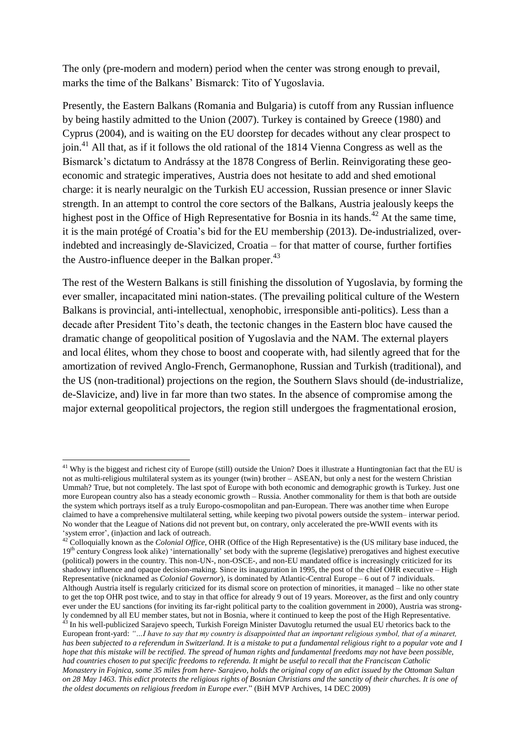The only (pre-modern and modern) period when the center was strong enough to prevail, marks the time of the Balkans' Bismarck: Tito of Yugoslavia.

Presently, the Eastern Balkans (Romania and Bulgaria) is cutoff from any Russian influence by being hastily admitted to the Union (2007). Turkey is contained by Greece (1980) and Cyprus (2004), and is waiting on the EU doorstep for decades without any clear prospect to join.[41] All that, as if it follows the old rational of the 1814 Vienna Congress as well as the Bismarck's dictatum to Andrássy at the 1878 Congress of Berlin. Reinvigorating these geo-economic and strategic imperatives, Austria does not hesitate to add and shed emotional charge: it is nearly neuralgic on the Turkish EU accession, Russian presence or inner Slavic strength. In an attempt to control the core sectors of the Balkans, Austria jealously keeps the highest post in the Office of High Representative for Bosnia in its hands.[42] At the same time, it is the main protégé of Croatia's bid for the EU membership (2013). De-industrialized, over-indebted and increasingly de-Slavicized, Croatia – for that matter of course, further fortifies the Austro-influence deeper in the Balkan proper.[43]

The rest of the Western Balkans is still finishing the dissolution of Yugoslavia, by forming the ever smaller, incapacitated mini nation-states. (The prevailing political culture of the Western Balkans is provincial, anti-intellectual, xenophobic, irresponsible anti-politics). Less than a decade after President Tito's death, the tectonic changes in the Eastern bloc have caused the dramatic change of geopolitical position of Yugoslavia and the NAM. The external players and local élites, whom they chose to boost and cooperate with, had silently agreed that for the amortization of revived Anglo-French, Germanophone, Russian and Turkish (traditional), and the US (non-traditional) projections on the region, the Southern Slavs should (de-industrialize, de-Slavicize, and) live in far more than two states. In the absence of compromise among the major external geopolitical projectors, the region still undergoes the fragmentational erosion,

---

[41] Why is the biggest and richest city of Europe (still) outside the Union? Does it illustrate a Huntingtonian fact that the EU is not as multi-religious multilateral system as its younger (twin) brother – ASEAN, but only a nest for the western Christian Ummah? True, but not completely. The last spot of Europe with both economic and demographic growth is Turkey. Just one more European country also has a steady economic growth – Russia. Another commonality for them is that both are outside the system which portrays itself as a truly Europo-cosmopolitan and pan-European. There was another time when Europe claimed to have a comprehensive multilateral setting, while keeping two pivotal powers outside the system– interwar period. No wonder that the League of Nations did not prevent but, on contrary, only accelerated the pre-WWII events with its 'system error', (in)action and lack of outreach.

[42] Colloquially known as the *Colonial Office*, OHR (Office of the High Representative) is the (US military base induced, the 19th century Congress look alike) 'internationally' set body with the supreme (legislative) prerogatives and highest executive (political) powers in the country. This non-UN-, non-OSCE-, and non-EU mandated office is increasingly criticized for its shadowy influence and opaque decision-making. Since its inauguration in 1995, the post of the chief OHR executive – High Representative (nicknamed as *Colonial Governor*), is dominated by Atlantic-Central Europe – 6 out of 7 individuals. Although Austria itself is regularly criticized for its dismal score on protection of minorities, it managed – like no other state to get the top OHR post twice, and to stay in that office for already 9 out of 19 years. Moreover, as the first and only country ever under the EU sanctions (for inviting its far-right political party to the coalition government in 2000), Austria was strongly condemned by all EU member states, but not in Bosnia, where it continued to keep the post of the High Representative.

[43] In his well-publicized Sarajevo speech, Turkish Foreign Minister Davutoglu returned the usual EU rhetorics back to the European front-yard: *"…I have to say that my country is disappointed that an important religious symbol, that of a minaret, has been subjected to a referendum in Switzerland. It is a mistake to put a fundamental religious right to a popular vote and I hope that this mistake will be rectified. The spread of human rights and fundamental freedoms may not have been possible, had countries chosen to put specific freedoms to referenda. It might be useful to recall that the Franciscan Catholic Monastery in Fojnica, some 35 miles from here- Sarajevo, holds the original copy of an edict issued by the Ottoman Sultan on 28 May 1463. This edict protects the religious rights of Bosnian Christians and the sanctity of their churches. It is one of the oldest documents on religious freedom in Europe ever.*" (BiH MVP Archives, 14 DEC 2009)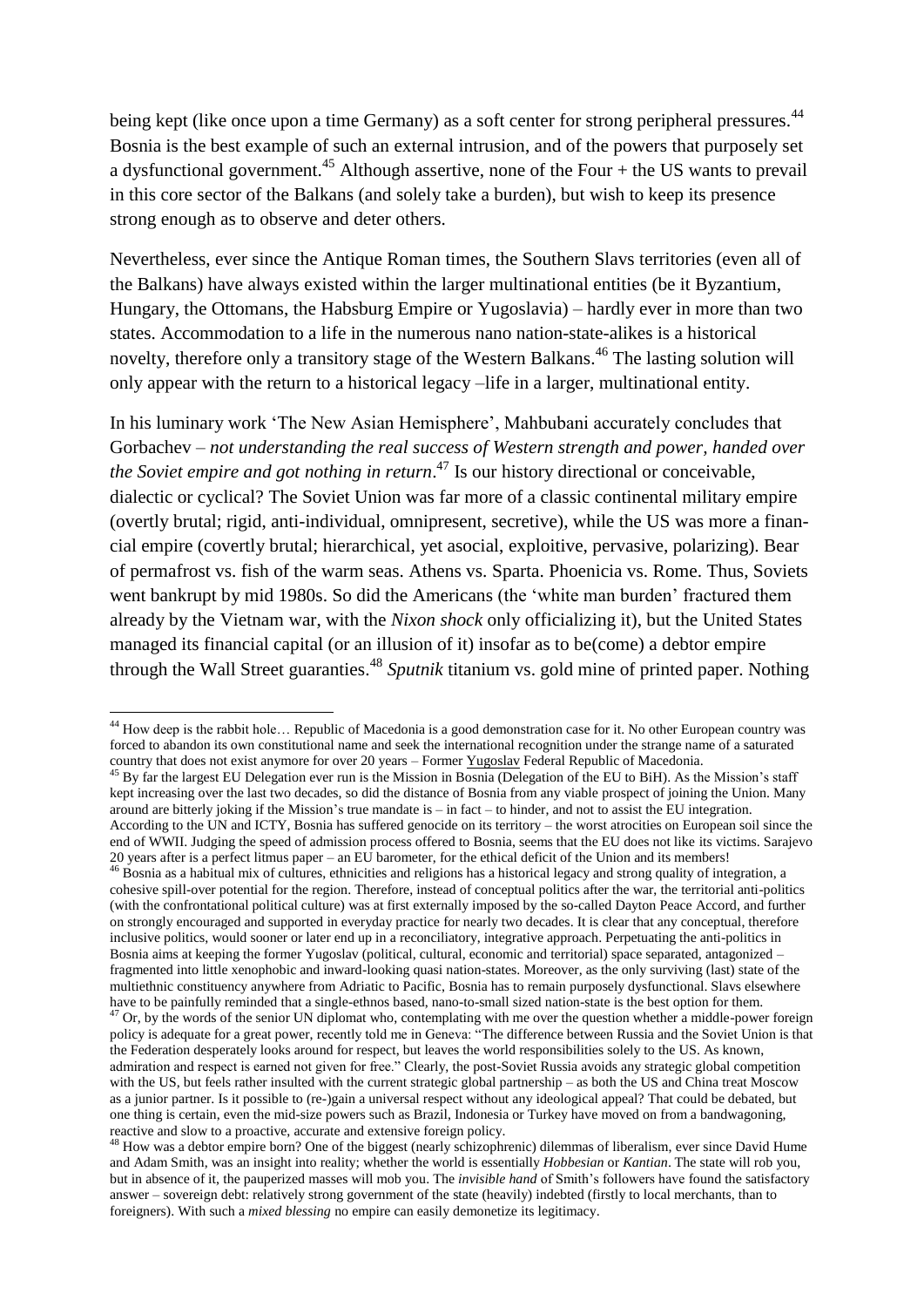being kept (like once upon a time Germany) as a soft center for strong peripheral pressures.[44] Bosnia is the best example of such an external intrusion, and of the powers that purposely set a dysfunctional government.[45] Although assertive, none of the Four + the US wants to prevail in this core sector of the Balkans (and solely take a burden), but wish to keep its presence strong enough as to observe and deter others.

Nevertheless, ever since the Antique Roman times, the Southern Slavs territories (even all of the Balkans) have always existed within the larger multinational entities (be it Byzantium, Hungary, the Ottomans, the Habsburg Empire or Yugoslavia) – hardly ever in more than two states. Accommodation to a life in the numerous nano nation-state-alikes is a historical novelty, therefore only a transitory stage of the Western Balkans.[46] The lasting solution will only appear with the return to a historical legacy –life in a larger, multinational entity.

In his luminary work 'The New Asian Hemisphere', Mahbubani accurately concludes that Gorbachev – *not understanding the real success of Western strength and power, handed over the Soviet empire and got nothing in return*.[47] Is our history directional or conceivable, dialectic or cyclical? The Soviet Union was far more of a classic continental military empire (overtly brutal; rigid, anti-individual, omnipresent, secretive), while the US was more a financial empire (covertly brutal; hierarchical, yet asocial, exploitive, pervasive, polarizing). Bear of permafrost vs. fish of the warm seas. Athens vs. Sparta. Phoenicia vs. Rome. Thus, Soviets went bankrupt by mid 1980s. So did the Americans (the 'white man burden' fractured them already by the Vietnam war, with the *Nixon shock* only officializing it), but the United States managed its financial capital (or an illusion of it) insofar as to be(come) a debtor empire through the Wall Street guaranties.[48] *Sputnik* titanium vs. gold mine of printed paper. Nothing

---

[44] How deep is the rabbit hole… Republic of Macedonia is a good demonstration case for it. No other European country was forced to abandon its own constitutional name and seek the international recognition under the strange name of a saturated country that does not exist anymore for over 20 years – Former Yugoslav Federal Republic of Macedonia.

[45] By far the largest EU Delegation ever run is the Mission in Bosnia (Delegation of the EU to BiH). As the Mission's staff kept increasing over the last two decades, so did the distance of Bosnia from any viable prospect of joining the Union. Many around are bitterly joking if the Mission's true mandate is – in fact – to hinder, and not to assist the EU integration. According to the UN and ICTY, Bosnia has suffered genocide on its territory – the worst atrocities on European soil since the end of WWII. Judging the speed of admission process offered to Bosnia, seems that the EU does not like its victims. Sarajevo 20 years after is a perfect litmus paper – an EU barometer, for the ethical deficit of the Union and its members!

[46] Bosnia as a habitual mix of cultures, ethnicities and religions has a historical legacy and strong quality of integration, a cohesive spill-over potential for the region. Therefore, instead of conceptual politics after the war, the territorial anti-politics (with the confrontational political culture) was at first externally imposed by the so-called Dayton Peace Accord, and further on strongly encouraged and supported in everyday practice for nearly two decades. It is clear that any conceptual, therefore inclusive politics, would sooner or later end up in a reconciliatory, integrative approach. Perpetuating the anti-politics in Bosnia aims at keeping the former Yugoslav (political, cultural, economic and territorial) space separated, antagonized – fragmented into little xenophobic and inward-looking quasi nation-states. Moreover, as the only surviving (last) state of the multiethnic constituency anywhere from Adriatic to Pacific, Bosnia has to remain purposely dysfunctional. Slavs elsewhere have to be painfully reminded that a single-ethnos based, nano-to-small sized nation-state is the best option for them.

[47] Or, by the words of the senior UN diplomat who, contemplating with me over the question whether a middle-power foreign policy is adequate for a great power, recently told me in Geneva: "The difference between Russia and the Soviet Union is that the Federation desperately looks around for respect, but leaves the world responsibilities solely to the US. As known, admiration and respect is earned not given for free." Clearly, the post-Soviet Russia avoids any strategic global competition with the US, but feels rather insulted with the current strategic global partnership – as both the US and China treat Moscow as a junior partner. Is it possible to (re-)gain a universal respect without any ideological appeal? That could be debated, but one thing is certain, even the mid-size powers such as Brazil, Indonesia or Turkey have moved on from a bandwagoning, reactive and slow to a proactive, accurate and extensive foreign policy.

[48] How was a debtor empire born? One of the biggest (nearly schizophrenic) dilemmas of liberalism, ever since David Hume and Adam Smith, was an insight into reality; whether the world is essentially *Hobbesian* or *Kantian*. The state will rob you, but in absence of it, the pauperized masses will mob you. The *invisible hand* of Smith's followers have found the satisfactory answer – sovereign debt: relatively strong government of the state (heavily) indebted (firstly to local merchants, than to foreigners). With such a *mixed blessing* no empire can easily demonetize its legitimacy.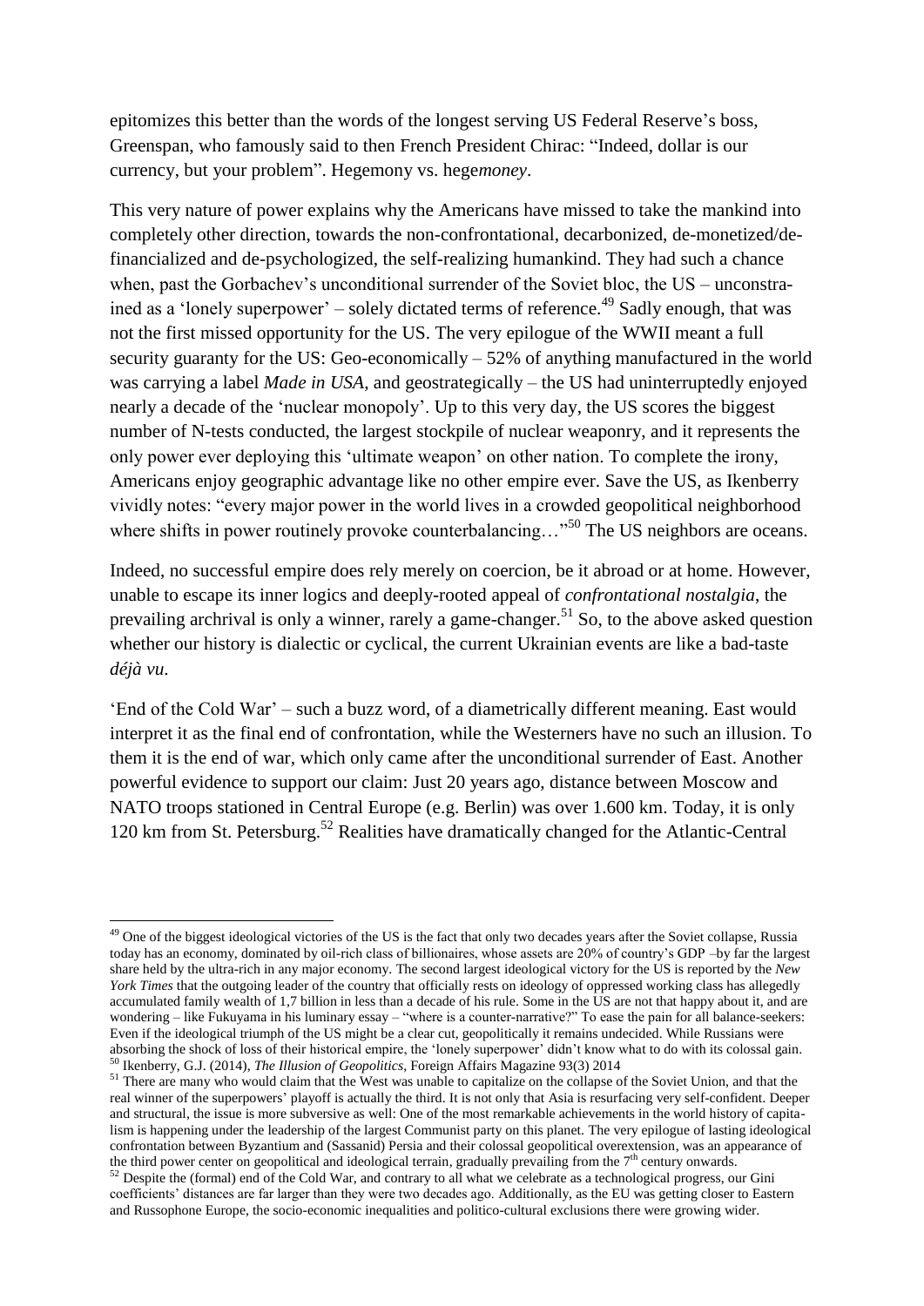epitomizes this better than the words of the longest serving US Federal Reserve's boss, Greenspan, who famously said to then French President Chirac: "Indeed, dollar is our currency, but your problem". Hegemony vs. hege*money*.

This very nature of power explains why the Americans have missed to take the mankind into completely other direction, towards the non-confrontational, decarbonized, de-monetized/de-financialized and de-psychologized, the self-realizing humankind. They had such a chance when, past the Gorbachev's unconditional surrender of the Soviet bloc, the US – unconstrained as a 'lonely superpower' – solely dictated terms of reference.[49] Sadly enough, that was not the first missed opportunity for the US. The very epilogue of the WWII meant a full security guaranty for the US: Geo-economically – 52% of anything manufactured in the world was carrying a label *Made in USA*, and geostrategically – the US had uninterruptedly enjoyed nearly a decade of the 'nuclear monopoly'. Up to this very day, the US scores the biggest number of N-tests conducted, the largest stockpile of nuclear weaponry, and it represents the only power ever deploying this 'ultimate weapon' on other nation. To complete the irony, Americans enjoy geographic advantage like no other empire ever. Save the US, as Ikenberry vividly notes: "every major power in the world lives in a crowded geopolitical neighborhood where shifts in power routinely provoke counterbalancing…"[50] The US neighbors are oceans.

Indeed, no successful empire does rely merely on coercion, be it abroad or at home. However, unable to escape its inner logics and deeply-rooted appeal of *confrontational nostalgia*, the prevailing archrival is only a winner, rarely a game-changer.[51] So, to the above asked question whether our history is dialectic or cyclical, the current Ukrainian events are like a bad-taste *déjà vu*.

'End of the Cold War' – such a buzz word, of a diametrically different meaning. East would interpret it as the final end of confrontation, while the Westerners have no such an illusion. To them it is the end of war, which only came after the unconditional surrender of East. Another powerful evidence to support our claim: Just 20 years ago, distance between Moscow and NATO troops stationed in Central Europe (e.g. Berlin) was over 1.600 km. Today, it is only 120 km from St. Petersburg.[52] Realities have dramatically changed for the Atlantic-Central

---

[49] One of the biggest ideological victories of the US is the fact that only two decades years after the Soviet collapse, Russia today has an economy, dominated by oil-rich class of billionaires, whose assets are 20% of country's GDP –by far the largest share held by the ultra-rich in any major economy. The second largest ideological victory for the US is reported by the *New York Times* that the outgoing leader of the country that officially rests on ideology of oppressed working class has allegedly accumulated family wealth of 1,7 billion in less than a decade of his rule. Some in the US are not that happy about it, and are wondering – like Fukuyama in his luminary essay – "where is a counter-narrative?" To ease the pain for all balance-seekers: Even if the ideological triumph of the US might be a clear cut, geopolitically it remains undecided. While Russians were absorbing the shock of loss of their historical empire, the 'lonely superpower' didn't know what to do with its colossal gain.

[50] Ikenberry, G.J. (2014), *The Illusion of Geopolitics*, Foreign Affairs Magazine 93(3) 2014

[51] There are many who would claim that the West was unable to capitalize on the collapse of the Soviet Union, and that the real winner of the superpowers' playoff is actually the third. It is not only that Asia is resurfacing very self-confident. Deeper and structural, the issue is more subversive as well: One of the most remarkable achievements in the world history of capitalism is happening under the leadership of the largest Communist party on this planet. The very epilogue of lasting ideological confrontation between Byzantium and (Sassanid) Persia and their colossal geopolitical overextension, was an appearance of the third power center on geopolitical and ideological terrain, gradually prevailing from the 7th century onwards.

[52] Despite the (formal) end of the Cold War, and contrary to all what we celebrate as a technological progress, our Gini coefficients' distances are far larger than they were two decades ago. Additionally, as the EU was getting closer to Eastern and Russophone Europe, the socio-economic inequalities and politico-cultural exclusions there were growing wider.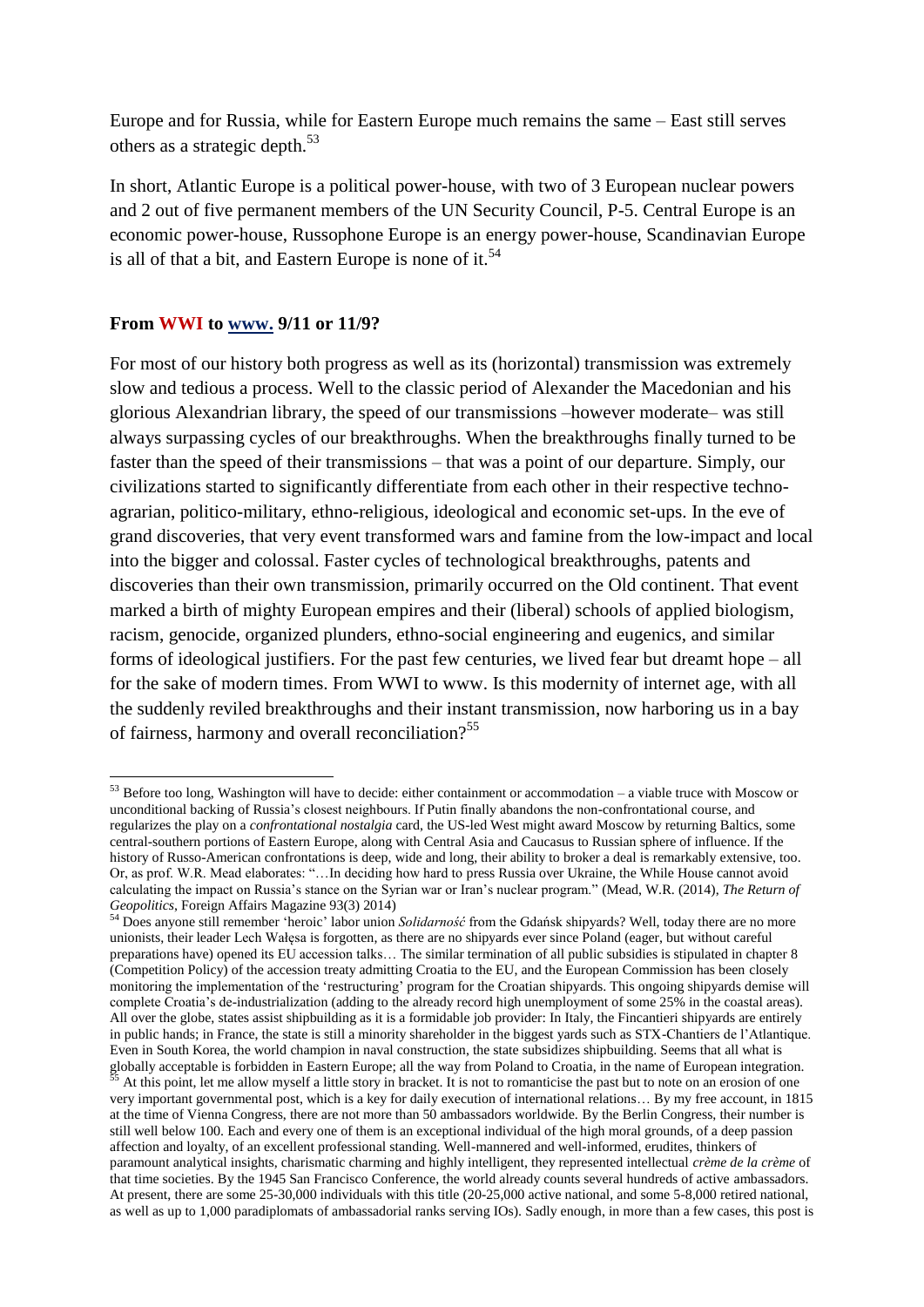Europe and for Russia, while for Eastern Europe much remains the same – East still serves others as a strategic depth.[53]

In short, Atlantic Europe is a political power-house, with two of 3 European nuclear powers and 2 out of five permanent members of the UN Security Council, P-5. Central Europe is an economic power-house, Russophone Europe is an energy power-house, Scandinavian Europe is all of that a bit, and Eastern Europe is none of it.[54]

### From WWI to www. 9/11 or 11/9?

For most of our history both progress as well as its (horizontal) transmission was extremely slow and tedious a process. Well to the classic period of Alexander the Macedonian and his glorious Alexandrian library, the speed of our transmissions –however moderate– was still always surpassing cycles of our breakthroughs. When the breakthroughs finally turned to be faster than the speed of their transmissions – that was a point of our departure. Simply, our civilizations started to significantly differentiate from each other in their respective techno-agrarian, politico-military, ethno-religious, ideological and economic set-ups. In the eve of grand discoveries, that very event transformed wars and famine from the low-impact and local into the bigger and colossal. Faster cycles of technological breakthroughs, patents and discoveries than their own transmission, primarily occurred on the Old continent. That event marked a birth of mighty European empires and their (liberal) schools of applied biologism, racism, genocide, organized plunders, ethno-social engineering and eugenics, and similar forms of ideological justifiers. For the past few centuries, we lived fear but dreamt hope – all for the sake of modern times. From WWI to www. Is this modernity of internet age, with all the suddenly reviled breakthroughs and their instant transmission, now harboring us in a bay of fairness, harmony and overall reconciliation?[55]

---

[53] Before too long, Washington will have to decide: either containment or accommodation – a viable truce with Moscow or unconditional backing of Russia's closest neighbours. If Putin finally abandons the non-confrontational course, and regularizes the play on a *confrontational nostalgia* card, the US-led West might award Moscow by returning Baltics, some central-southern portions of Eastern Europe, along with Central Asia and Caucasus to Russian sphere of influence. If the history of Russo-American confrontations is deep, wide and long, their ability to broker a deal is remarkably extensive, too. Or, as prof. W.R. Mead elaborates: "…In deciding how hard to press Russia over Ukraine, the While House cannot avoid calculating the impact on Russia's stance on the Syrian war or Iran's nuclear program." (Mead, W.R. (2014), *The Return of Geopolitics*, Foreign Affairs Magazine 93(3) 2014)

[54] Does anyone still remember 'heroic' labor union *Solidarność* from the Gdańsk shipyards? Well, today there are no more unionists, their leader Lech Wałęsa is forgotten, as there are no shipyards ever since Poland (eager, but without careful preparations have) opened its EU accession talks… The similar termination of all public subsidies is stipulated in chapter 8 (Competition Policy) of the accession treaty admitting Croatia to the EU, and the European Commission has been closely monitoring the implementation of the 'restructuring' program for the Croatian shipyards. This ongoing shipyards demise will complete Croatia's de-industrialization (adding to the already record high unemployment of some 25% in the coastal areas). All over the globe, states assist shipbuilding as it is a formidable job provider: In Italy, the Fincantieri shipyards are entirely in public hands; in France, the state is still a minority shareholder in the biggest yards such as STX-Chantiers de l'Atlantique. Even in South Korea, the world champion in naval construction, the state subsidizes shipbuilding. Seems that all what is globally acceptable is forbidden in Eastern Europe; all the way from Poland to Croatia, in the name of European integration.

[55] At this point, let me allow myself a little story in bracket. It is not to romanticise the past but to note on an erosion of one very important governmental post, which is a key for daily execution of international relations… By my free account, in 1815 at the time of Vienna Congress, there are not more than 50 ambassadors worldwide. By the Berlin Congress, their number is still well below 100. Each and every one of them is an exceptional individual of the high moral grounds, of a deep passion affection and loyalty, of an excellent professional standing. Well-mannered and well-informed, erudites, thinkers of paramount analytical insights, charismatic charming and highly intelligent, they represented intellectual *crème de la crème* of that time societies. By the 1945 San Francisco Conference, the world already counts several hundreds of active ambassadors. At present, there are some 25-30,000 individuals with this title (20-25,000 active national, and some 5-8,000 retired national, as well as up to 1,000 paradiplomats of ambassadorial ranks serving IOs). Sadly enough, in more than a few cases, this post is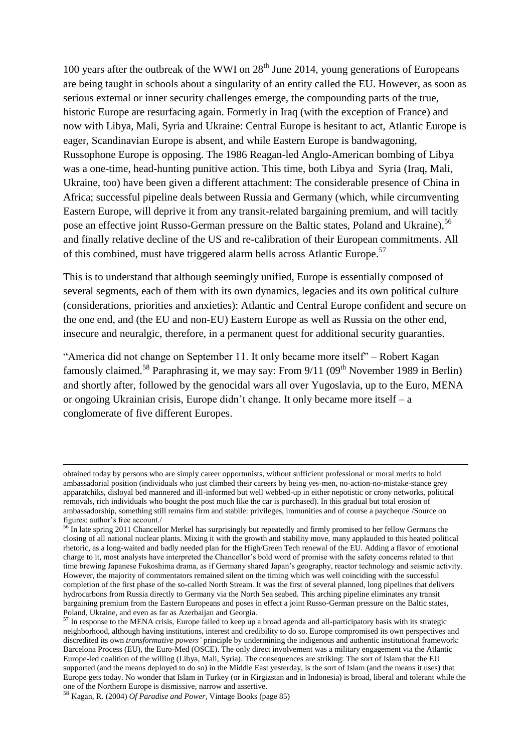100 years after the outbreak of the WWI on 28th June 2014, young generations of Europeans are being taught in schools about a singularity of an entity called the EU. However, as soon as serious external or inner security challenges emerge, the compounding parts of the true, historic Europe are resurfacing again. Formerly in Iraq (with the exception of France) and now with Libya, Mali, Syria and Ukraine: Central Europe is hesitant to act, Atlantic Europe is eager, Scandinavian Europe is absent, and while Eastern Europe is bandwagoning, Russophone Europe is opposing. The 1986 Reagan-led Anglo-American bombing of Libya was a one-time, head-hunting punitive action. This time, both Libya and Syria (Iraq, Mali, Ukraine, too) have been given a different attachment: The considerable presence of China in Africa; successful pipeline deals between Russia and Germany (which, while circumventing Eastern Europe, will deprive it from any transit-related bargaining premium, and will tacitly pose an effective joint Russo-German pressure on the Baltic states, Poland and Ukraine),[56] and finally relative decline of the US and re-calibration of their European commitments. All of this combined, must have triggered alarm bells across Atlantic Europe.[57]

This is to understand that although seemingly unified, Europe is essentially composed of several segments, each of them with its own dynamics, legacies and its own political culture (considerations, priorities and anxieties): Atlantic and Central Europe confident and secure on the one end, and (the EU and non-EU) Eastern Europe as well as Russia on the other end, insecure and neuralgic, therefore, in a permanent quest for additional security guaranties.

"America did not change on September 11. It only became more itself" – Robert Kagan famously claimed.[58] Paraphrasing it, we may say: From 9/11 (09th November 1989 in Berlin) and shortly after, followed by the genocidal wars all over Yugoslavia, up to the Euro, MENA or ongoing Ukrainian crisis, Europe didn't change. It only became more itself – a conglomerate of five different Europes.

---

obtained today by persons who are simply career opportunists, without sufficient professional or moral merits to hold ambassadorial position (individuals who just climbed their careers by being yes-men, no-action-no-mistake-stance grey apparatchiks, disloyal bed mannered and ill-informed but well webbed-up in either nepotistic or crony networks, political removals, rich individuals who bought the post much like the car is purchased). In this gradual but total erosion of ambassadorship, something still remains firm and stabile: privileges, immunities and of course a paycheque /Source on figures: author's free account./

[56] In late spring 2011 Chancellor Merkel has surprisingly but repeatedly and firmly promised to her fellow Germans the closing of all national nuclear plants. Mixing it with the growth and stability move, many applauded to this heated political rhetoric, as a long-waited and badly needed plan for the High/Green Tech renewal of the EU. Adding a flavor of emotional charge to it, most analysts have interpreted the Chancellor's bold word of promise with the safety concerns related to that time brewing Japanese Fukoshima drama, as if Germany shared Japan's geography, reactor technology and seismic activity. However, the majority of commentators remained silent on the timing which was well coinciding with the successful completion of the first phase of the so-called North Stream. It was the first of several planned, long pipelines that delivers hydrocarbons from Russia directly to Germany via the North Sea seabed. This arching pipeline eliminates any transit bargaining premium from the Eastern Europeans and poses in effect a joint Russo-German pressure on the Baltic states, Poland, Ukraine, and even as far as Azerbaijan and Georgia.

[57] In response to the MENA crisis, Europe failed to keep up a broad agenda and all-participatory basis with its strategic neighborhood, although having institutions, interest and credibility to do so. Europe compromised its own perspectives and discredited its own *transformative powers'* principle by undermining the indigenous and authentic institutional framework: Barcelona Process (EU), the Euro-Med (OSCE). The only direct involvement was a military engagement via the Atlantic Europe-led coalition of the willing (Libya, Mali, Syria). The consequences are striking: The sort of Islam that the EU supported (and the means deployed to do so) in the Middle East yesterday, is the sort of Islam (and the means it uses) that Europe gets today. No wonder that Islam in Turkey (or in Kirgizstan and in Indonesia) is broad, liberal and tolerant while the one of the Northern Europe is dismissive, narrow and assertive.

[58] Kagan, R. (2004) *Of Paradise and Power*, Vintage Books (page 85)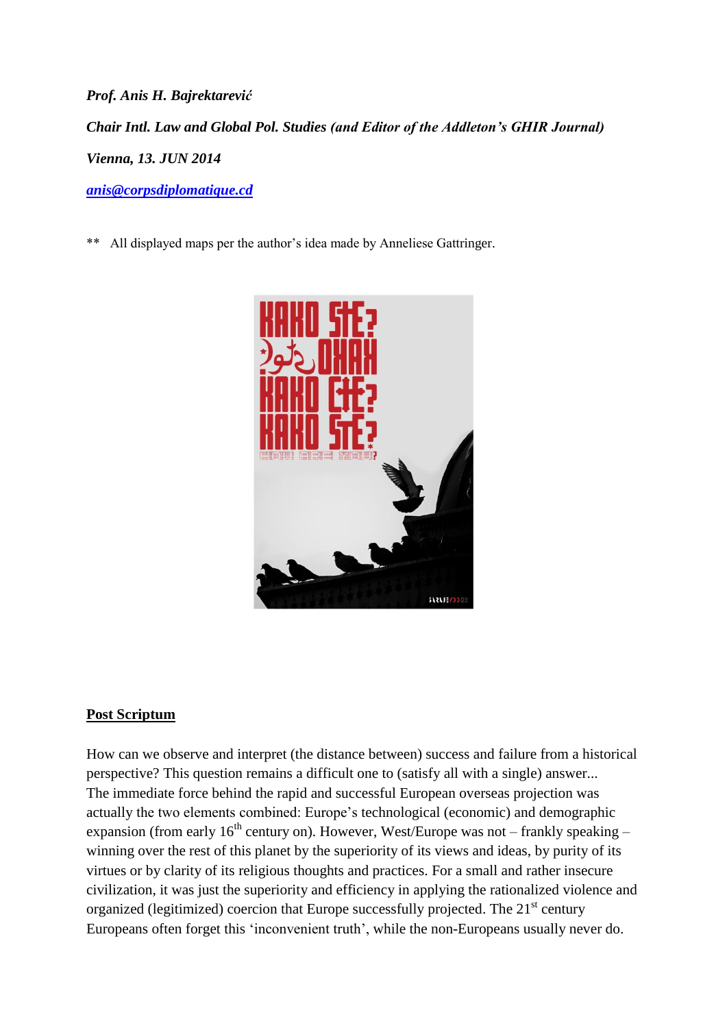***Prof. Anis H. Bajrektarević***

***Chair Intl. Law and Global Pol. Studies (and Editor of the Addleton's GHIR Journal)***

***Vienna, 13. JUN 2014***

***[anis@corpsdiplomatique.cd](mailto:anis@corpsdiplomatique.cd)***

** All displayed maps per the author's idea made by Anneliese Gattringer.

**<u>Post Scriptum</u>**

How can we observe and interpret (the distance between) success and failure from a historical perspective? This question remains a difficult one to (satisfy all with a single) answer... The immediate force behind the rapid and successful European overseas projection was actually the two elements combined: Europe's technological (economic) and demographic expansion (from early 16th century on). However, West/Europe was not – frankly speaking – winning over the rest of this planet by the superiority of its views and ideas, by purity of its virtues or by clarity of its religious thoughts and practices. For a small and rather insecure civilization, it was just the superiority and efficiency in applying the rationalized violence and organized (legitimized) coercion that Europe successfully projected. The 21st century Europeans often forget this 'inconvenient truth', while the non-Europeans usually never do.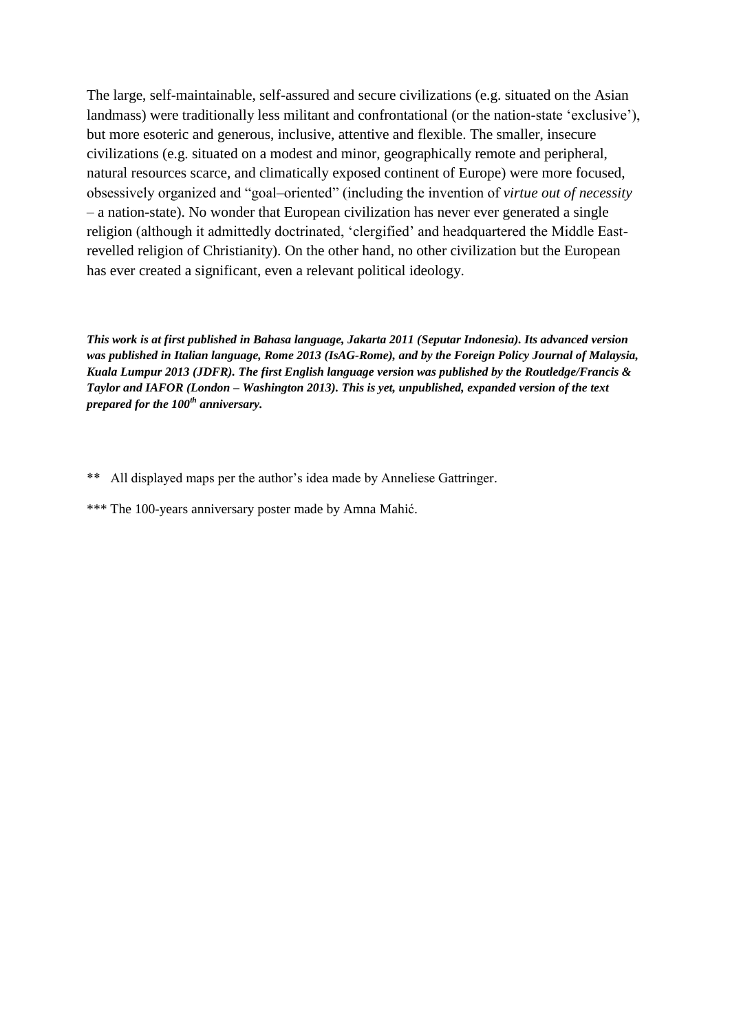The large, self-maintainable, self-assured and secure civilizations (e.g. situated on the Asian landmass) were traditionally less militant and confrontational (or the nation-state 'exclusive'), but more esoteric and generous, inclusive, attentive and flexible. The smaller, insecure civilizations (e.g. situated on a modest and minor, geographically remote and peripheral, natural resources scarce, and climatically exposed continent of Europe) were more focused, obsessively organized and "goal–oriented" (including the invention of *virtue out of necessity* – a nation-state). No wonder that European civilization has never ever generated a single religion (although it admittedly doctrinated, 'clergified' and headquartered the Middle East-revelled religion of Christianity). On the other hand, no other civilization but the European has ever created a significant, even a relevant political ideology.

***This work is at first published in Bahasa language, Jakarta 2011 (Seputar Indonesia). Its advanced version was published in Italian language, Rome 2013 (IsAG-Rome), and by the Foreign Policy Journal of Malaysia, Kuala Lumpur 2013 (JDFR). The first English language version was published by the Routledge/Francis & Taylor and IAFOR (London – Washington 2013). This is yet, unpublished, expanded version of the text prepared for the 100th anniversary.***

** All displayed maps per the author's idea made by Anneliese Gattringer.

*** The 100-years anniversary poster made by Amna Mahić.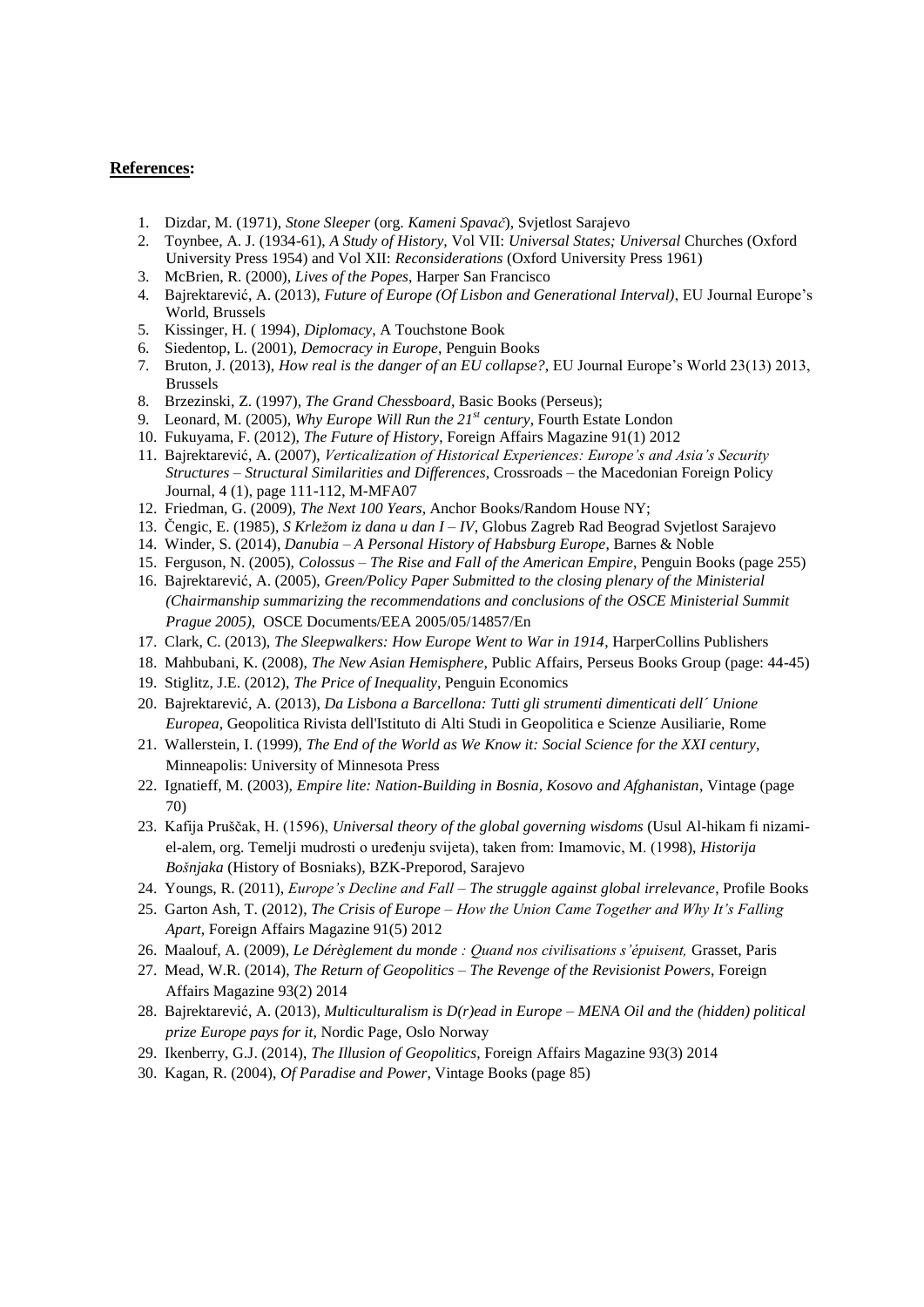**References:**

1. Dizdar, M. (1971), *Stone Sleeper* (org. *Kameni Spavač*), Svjetlost Sarajevo
2. Toynbee, A. J. (1934-61), *A Study of History*, Vol VII: *Universal States; Universal* Churches (Oxford University Press 1954) and Vol XII: *Reconsiderations* (Oxford University Press 1961)
3. McBrien, R. (2000), *Lives of the Popes*, Harper San Francisco
4. Bajrektarević, A. (2013), *Future of Europe (Of Lisbon and Generational Interval)*, EU Journal Europe's World, Brussels
5. Kissinger, H. ( 1994), *Diplomacy*, A Touchstone Book
6. Siedentop, L. (2001), *Democracy in Europe*, Penguin Books
7. Bruton, J. (2013), *How real is the danger of an EU collapse?*, EU Journal Europe's World 23(13) 2013, Brussels
8. Brzezinski, Z. (1997), *The Grand Chessboard*, Basic Books (Perseus);
9. Leonard, M. (2005), *Why Europe Will Run the 21st century*, Fourth Estate London
10. Fukuyama, F. (2012), *The Future of History*, Foreign Affairs Magazine 91(1) 2012
11. Bajrektarević, A. (2007), *Verticalization of Historical Experiences: Europe's and Asia's Security Structures – Structural Similarities and Differences*, Crossroads – the Macedonian Foreign Policy Journal, 4 (1), page 111-112, M-MFA07
12. Friedman, G. (2009), *The Next 100 Years*, Anchor Books/Random House NY;
13. Čengic, E. (1985), *S Krležom iz dana u dan I – IV*, Globus Zagreb Rad Beograd Svjetlost Sarajevo
14. Winder, S. (2014), *Danubia – A Personal History of Habsburg Europe*, Barnes & Noble
15. Ferguson, N. (2005), *Colossus – The Rise and Fall of the American Empire*, Penguin Books (page 255)
16. Bajrektarević, A. (2005), *Green/Policy Paper Submitted to the closing plenary of the Ministerial (Chairmanship summarizing the recommendations and conclusions of the OSCE Ministerial Summit Prague 2005)*, OSCE Documents/EEA 2005/05/14857/En
17. Clark, C. (2013), *The Sleepwalkers: How Europe Went to War in 1914*, HarperCollins Publishers
18. Mahbubani, K. (2008), *The New Asian Hemisphere*, Public Affairs, Perseus Books Group (page: 44-45)
19. Stiglitz, J.E. (2012), *The Price of Inequality*, Penguin Economics
20. Bajrektarević, A. (2013), *Da Lisbona a Barcellona: Tutti gli strumenti dimenticati dell´ Unione Europea*, Geopolitica Rivista dell'Istituto di Alti Studi in Geopolitica e Scienze Ausiliarie, Rome
21. Wallerstein, I. (1999), *The End of the World as We Know it: Social Science for the XXI century*, Minneapolis: University of Minnesota Press
22. Ignatieff, M. (2003), *Empire lite: Nation-Building in Bosnia, Kosovo and Afghanistan*, Vintage (page 70)
23. Kafija Pruščak, H. (1596), *Universal theory of the global governing wisdoms* (Usul Al-hikam fi nizami-el-alem, org. Temelji mudrosti o uređenju svijeta), taken from: Imamovic, M. (1998), *Historija Bošnjaka* (History of Bosniaks), BZK-Preporod, Sarajevo
24. Youngs, R. (2011), *Europe's Decline and Fall – The struggle against global irrelevance*, Profile Books
25. Garton Ash, T. (2012), *The Crisis of Europe – How the Union Came Together and Why It's Falling Apart*, Foreign Affairs Magazine 91(5) 2012
26. Maalouf, A. (2009), *Le Dérèglement du monde : Quand nos civilisations s'épuisent,* Grasset, Paris
27. Mead, W.R. (2014), *The Return of Geopolitics – The Revenge of the Revisionist Powers*, Foreign Affairs Magazine 93(2) 2014
28. Bajrektarević, A. (2013), *Multiculturalism is D(r)ead in Europe – MENA Oil and the (hidden) political prize Europe pays for it*, Nordic Page, Oslo Norway
29. Ikenberry, G.J. (2014), *The Illusion of Geopolitics*, Foreign Affairs Magazine 93(3) 2014
30. Kagan, R. (2004), *Of Paradise and Power*, Vintage Books (page 85)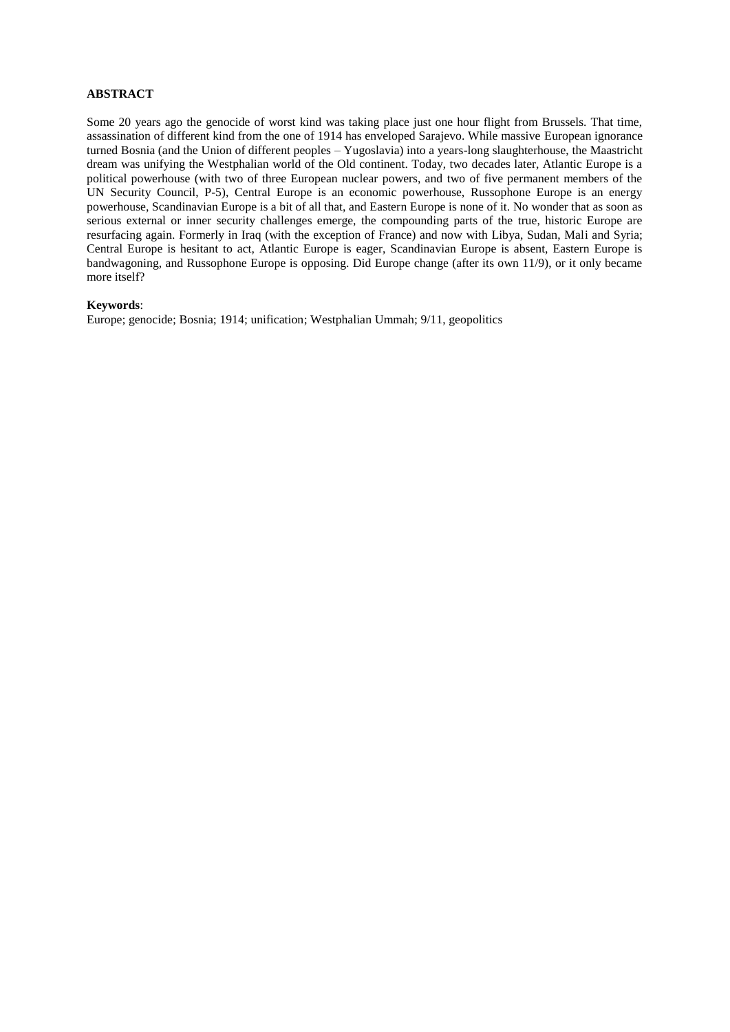**ABSTRACT**

Some 20 years ago the genocide of worst kind was taking place just one hour flight from Brussels. That time, assassination of different kind from the one of 1914 has enveloped Sarajevo. While massive European ignorance turned Bosnia (and the Union of different peoples – Yugoslavia) into a years-long slaughterhouse, the Maastricht dream was unifying the Westphalian world of the Old continent. Today, two decades later, Atlantic Europe is a political powerhouse (with two of three European nuclear powers, and two of five permanent members of the UN Security Council, P-5), Central Europe is an economic powerhouse, Russophone Europe is an energy powerhouse, Scandinavian Europe is a bit of all that, and Eastern Europe is none of it. No wonder that as soon as serious external or inner security challenges emerge, the compounding parts of the true, historic Europe are resurfacing again. Formerly in Iraq (with the exception of France) and now with Libya, Sudan, Mali and Syria; Central Europe is hesitant to act, Atlantic Europe is eager, Scandinavian Europe is absent, Eastern Europe is bandwagoning, and Russophone Europe is opposing. Did Europe change (after its own 11/9), or it only became more itself?

**Keywords**:
Europe; genocide; Bosnia; 1914; unification; Westphalian Ummah; 9/11, geopolitics